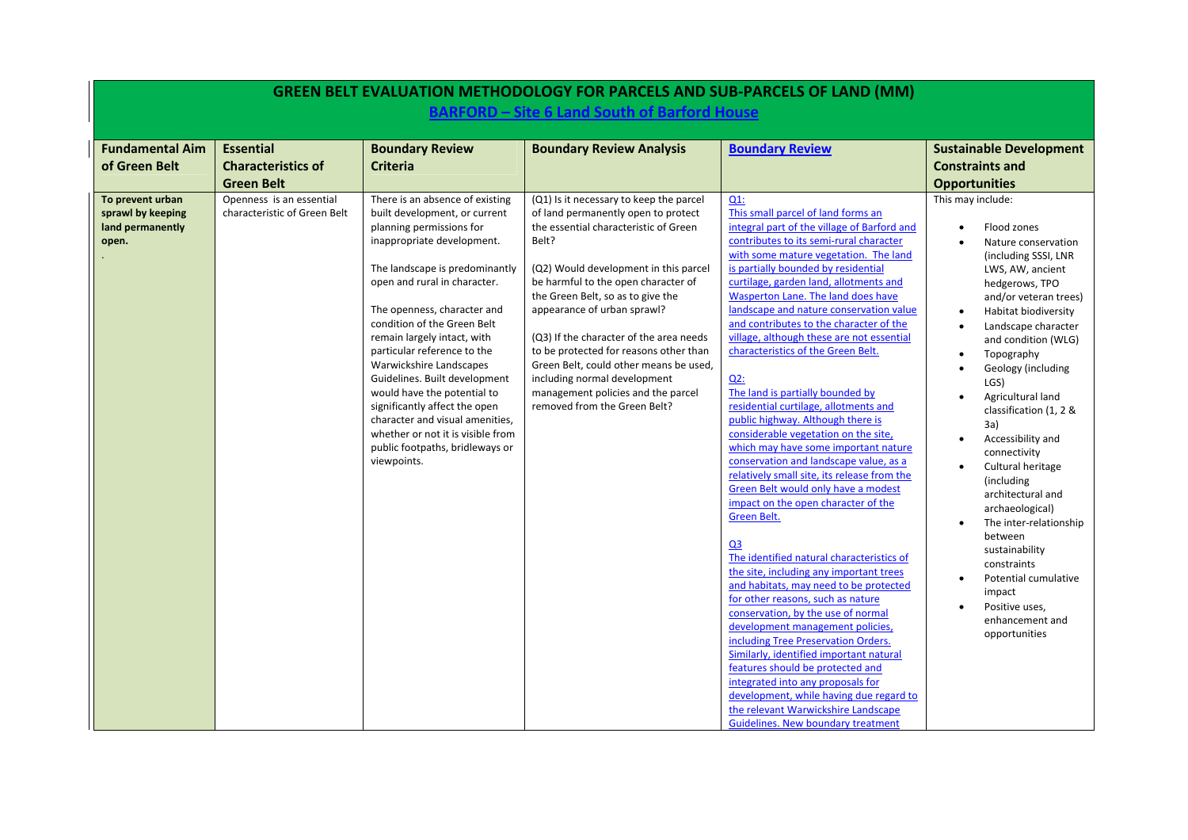# GREEN BELT EVALUATION METHODOLOGY FOR PARCELS AND SUB-PARCELS OF LAND (MM)

## BARFORD – Site 6 Land South of Barford House

| Fundamental Aim of Green Belt | Essential Characteristics of Green Belt | Boundary Review Criteria | Boundary Review Analysis | Boundary Review | Sustainable Development Constraints and Opportunities |
|---|---|---|---|---|---|
| **To prevent urban sprawl by keeping land permanently open.** . | Openness is an essential characteristic of Green Belt | There is an absence of existing built development, or current planning permissions for inappropriate development.<br><br>The landscape is predominantly open and rural in character.<br><br>The openness, character and condition of the Green Belt remain largely intact, with particular reference to the Warwickshire Landscapes Guidelines. Built development would have the potential to significantly affect the open character and visual amenities, whether or not it is visible from public footpaths, bridleways or viewpoints. | (Q1) Is it necessary to keep the parcel of land permanently open to protect the essential characteristic of Green Belt?<br><br>(Q2) Would development in this parcel be harmful to the open character of the Green Belt, so as to give the appearance of urban sprawl?<br><br>(Q3) If the character of the area needs to be protected for reasons other than Green Belt, could other means be used, including normal development management policies and the parcel removed from the Green Belt? | Q1:<br>This small parcel of land forms an integral part of the village of Barford and contributes to its semi-rural character with some mature vegetation. The land is partially bounded by residential curtilage, garden land, allotments and Wasperton Lane. The land does have landscape and nature conservation value and contributes to the character of the village, although these are not essential characteristics of the Green Belt.<br><br>Q2:<br>The land is partially bounded by residential curtilage, allotments and public highway. Although there is considerable vegetation on the site, which may have some important nature conservation and landscape value, as a relatively small site, its release from the Green Belt would only have a modest impact on the open character of the Green Belt.<br><br>Q3<br>The identified natural characteristics of the site, including any important trees and habitats, may need to be protected for other reasons, such as nature conservation, by the use of normal development management policies, including Tree Preservation Orders. Similarly, identified important natural features should be protected and integrated into any proposals for development, while having due regard to the relevant Warwickshire Landscape Guidelines. New boundary treatment | This may include:<br><br>• Flood zones<br>• Nature conservation (including SSSI, LNR LWS, AW, ancient hedgerows, TPO and/or veteran trees)<br>• Habitat biodiversity<br>• Landscape character and condition (WLG)<br>• Topography<br>• Geology (including LGS)<br>• Agricultural land classification (1, 2 & 3a)<br>• Accessibility and connectivity<br>• Cultural heritage (including architectural and archaeological)<br>• The inter-relationship between sustainability constraints<br>• Potential cumulative impact<br>• Positive uses, enhancement and opportunities |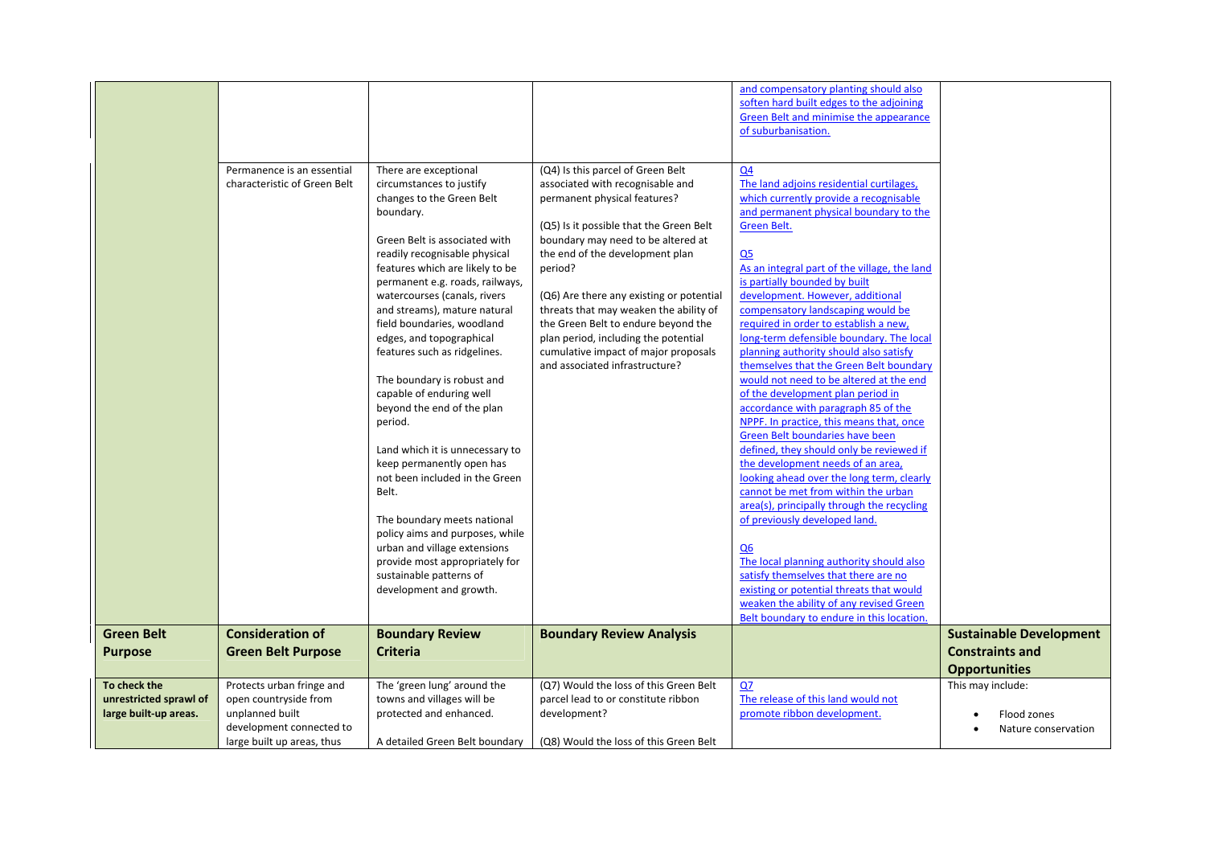| | | | | | |
|---|---|---|---|---|---|
| | | | | and compensatory planting should also soften hard built edges to the adjoining Green Belt and minimise the appearance of suburbanisation. | |
| | Permanence is an essential characteristic of Green Belt | There are exceptional circumstances to justify changes to the Green Belt boundary.<br><br>Green Belt is associated with readily recognisable physical features which are likely to be permanent e.g. roads, railways, watercourses (canals, rivers and streams), mature natural field boundaries, woodland edges, and topographical features such as ridgelines.<br><br>The boundary is robust and capable of enduring well beyond the end of the plan period.<br><br>Land which it is unnecessary to keep permanently open has not been included in the Green Belt.<br><br>The boundary meets national policy aims and purposes, while urban and village extensions provide most appropriately for sustainable patterns of development and growth. | (Q4) Is this parcel of Green Belt associated with recognisable and permanent physical features?<br><br>(Q5) Is it possible that the Green Belt boundary may need to be altered at the end of the development plan period?<br><br>(Q6) Are there any existing or potential threats that may weaken the ability of the Green Belt to endure beyond the plan period, including the potential cumulative impact of major proposals and associated infrastructure? | Q4<br>The land adjoins residential curtilages, which currently provide a recognisable and permanent physical boundary to the Green Belt.<br><br>Q5<br>As an integral part of the village, the land is partially bounded by built development. However, additional compensatory landscaping would be required in order to establish a new, long-term defensible boundary. The local planning authority should also satisfy themselves that the Green Belt boundary would not need to be altered at the end of the development plan period in accordance with paragraph 85 of the NPPF. In practice, this means that, once Green Belt boundaries have been defined, they should only be reviewed if the development needs of an area, looking ahead over the long term, clearly cannot be met from within the urban area(s), principally through the recycling of previously developed land.<br><br>Q6<br>The local planning authority should also satisfy themselves that there are no existing or potential threats that would weaken the ability of any revised Green Belt boundary to endure in this location. | |
| **Green Belt Purpose** | **Consideration of Green Belt Purpose** | **Boundary Review Criteria** | **Boundary Review Analysis** | | **Sustainable Development Constraints and Opportunities** |
| **To check the unrestricted sprawl of large built-up areas.** | Protects urban fringe and open countryside from unplanned built development connected to large built up areas, thus | The 'green lung' around the towns and villages will be protected and enhanced.<br><br>A detailed Green Belt boundary | (Q7) Would the loss of this Green Belt parcel lead to or constitute ribbon development?<br><br>(Q8) Would the loss of this Green Belt | Q7<br>The release of this land would not promote ribbon development. | This may include:<br>• Flood zones<br>• Nature conservation |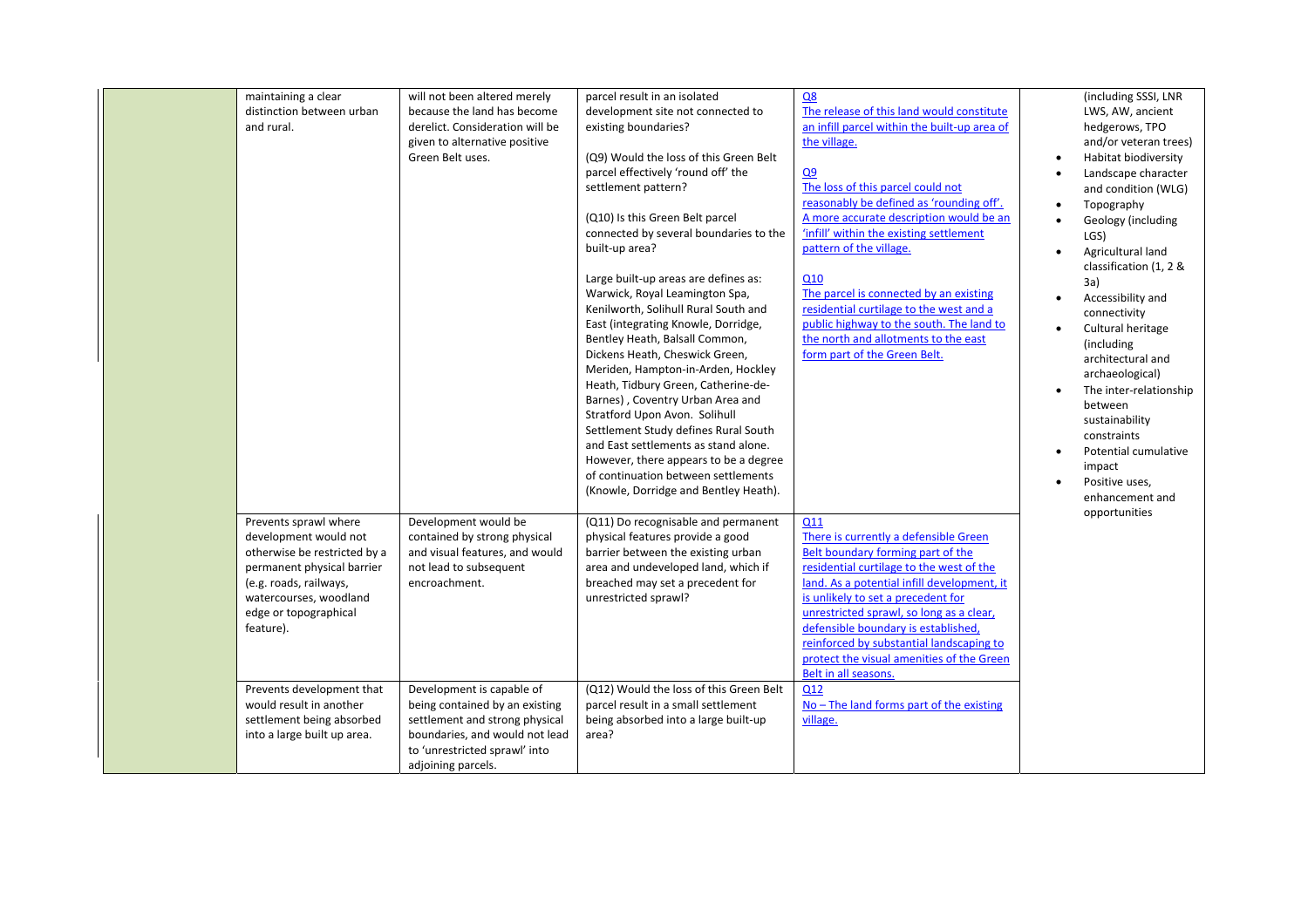| | | | | | |
|---|---|---|---|---|---|
| | maintaining a clear distinction between urban and rural. | will not been altered merely because the land has become derelict. Consideration will be given to alternative positive Green Belt uses. | parcel result in an isolated development site not connected to existing boundaries?<br><br>(Q9) Would the loss of this Green Belt parcel effectively 'round off' the settlement pattern?<br><br>(Q10) Is this Green Belt parcel connected by several boundaries to the built-up area?<br><br>Large built-up areas are defines as: Warwick, Royal Leamington Spa, Kenilworth, Solihull Rural South and East (integrating Knowle, Dorridge, Bentley Heath, Balsall Common, Dickens Heath, Cheswick Green, Meriden, Hampton-in-Arden, Hockley Heath, Tidbury Green, Catherine-de-Barnes) , Coventry Urban Area and Stratford Upon Avon. Solihull Settlement Study defines Rural South and East settlements as stand alone. However, there appears to be a degree of continuation between settlements (Knowle, Dorridge and Bentley Heath). | Q8<br>The release of this land would constitute an infill parcel within the built-up area of the village.<br><br>Q9<br>The loss of this parcel could not reasonably be defined as 'rounding off'. A more accurate description would be an 'infill' within the existing settlement pattern of the village.<br><br>Q10<br>The parcel is connected by an existing residential curtilage to the west and a public highway to the south. The land to the north and allotments to the east form part of the Green Belt. | (including SSSI, LNR LWS, AW, ancient hedgerows, TPO and/or veteran trees)<br>• Habitat biodiversity<br>• Landscape character and condition (WLG)<br>• Topography<br>• Geology (including LGS)<br>• Agricultural land classification (1, 2 & 3a)<br>• Accessibility and connectivity<br>• Cultural heritage (including architectural and archaeological)<br>• The inter-relationship between sustainability constraints<br>• Potential cumulative impact<br>• Positive uses, enhancement and opportunities |
| | Prevents sprawl where development would not otherwise be restricted by a permanent physical barrier (e.g. roads, railways, watercourses, woodland edge or topographical feature). | Development would be contained by strong physical and visual features, and would not lead to subsequent encroachment. | (Q11) Do recognisable and permanent physical features provide a good barrier between the existing urban area and undeveloped land, which if breached may set a precedent for unrestricted sprawl? | Q11<br>There is currently a defensible Green Belt boundary forming part of the residential curtilage to the west of the land. As a potential infill development, it is unlikely to set a precedent for unrestricted sprawl, so long as a clear, defensible boundary is established, reinforced by substantial landscaping to protect the visual amenities of the Green Belt in all seasons. | |
| | Prevents development that would result in another settlement being absorbed into a large built up area. | Development is capable of being contained by an existing settlement and strong physical boundaries, and would not lead to 'unrestricted sprawl' into adjoining parcels. | (Q12) Would the loss of this Green Belt parcel result in a small settlement being absorbed into a large built-up area? | Q12<br>No – The land forms part of the existing village. | |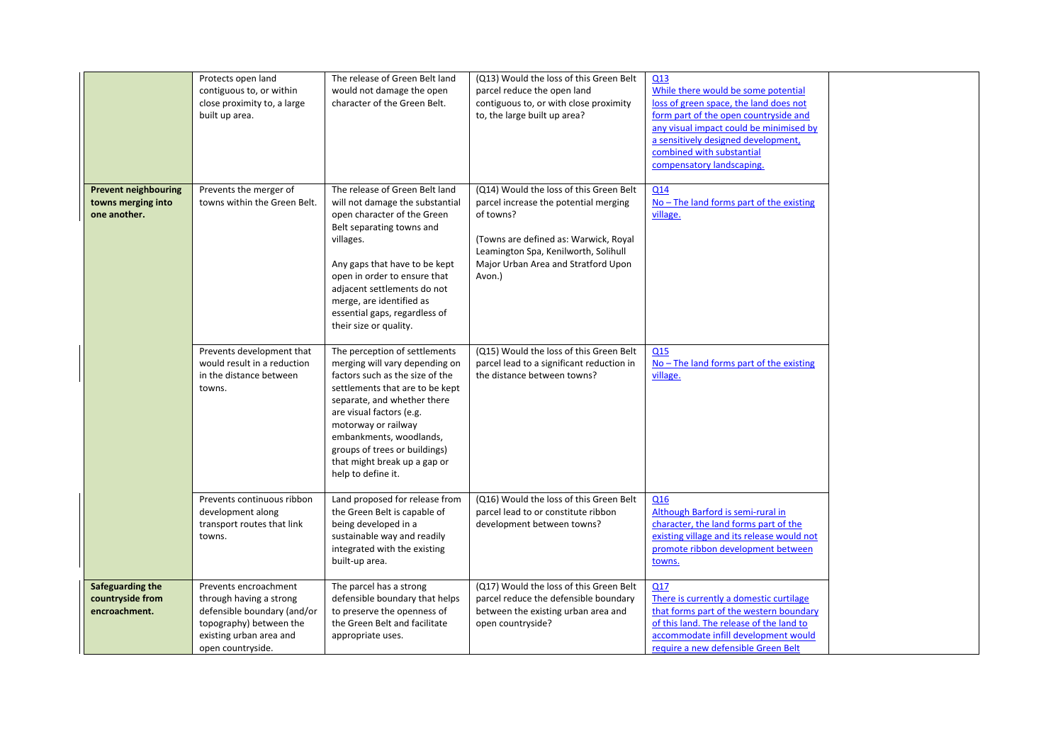| | | | | | |
|---|---|---|---|---|---|
| | Protects open land contiguous to, or within close proximity to, a large built up area. | The release of Green Belt land would not damage the open character of the Green Belt. | (Q13) Would the loss of this Green Belt parcel reduce the open land contiguous to, or with close proximity to, the large built up area? | Q13<br>While there would be some potential loss of green space, the land does not form part of the open countryside and any visual impact could be minimised by a sensitively designed development, combined with substantial compensatory landscaping. | |
| **Prevent neighbouring towns merging into one another.** | Prevents the merger of towns within the Green Belt. | The release of Green Belt land will not damage the substantial open character of the Green Belt separating towns and villages.<br><br>Any gaps that have to be kept open in order to ensure that adjacent settlements do not merge, are identified as essential gaps, regardless of their size or quality. | (Q14) Would the loss of this Green Belt parcel increase the potential merging of towns?<br><br>(Towns are defined as: Warwick, Royal Leamington Spa, Kenilworth, Solihull Major Urban Area and Stratford Upon Avon.) | Q14<br>No – The land forms part of the existing village. | |
| | Prevents development that would result in a reduction in the distance between towns. | The perception of settlements merging will vary depending on factors such as the size of the settlements that are to be kept separate, and whether there are visual factors (e.g. motorway or railway embankments, woodlands, groups of trees or buildings) that might break up a gap or help to define it. | (Q15) Would the loss of this Green Belt parcel lead to a significant reduction in the distance between towns? | Q15<br>No – The land forms part of the existing village. | |
| | Prevents continuous ribbon development along transport routes that link towns. | Land proposed for release from the Green Belt is capable of being developed in a sustainable way and readily integrated with the existing built-up area. | (Q16) Would the loss of this Green Belt parcel lead to or constitute ribbon development between towns? | Q16<br>Although Barford is semi-rural in character, the land forms part of the existing village and its release would not promote ribbon development between towns. | |
| **Safeguarding the countryside from encroachment.** | Prevents encroachment through having a strong defensible boundary (and/or topography) between the existing urban area and open countryside. | The parcel has a strong defensible boundary that helps to preserve the openness of the Green Belt and facilitate appropriate uses. | (Q17) Would the loss of this Green Belt parcel reduce the defensible boundary between the existing urban area and open countryside? | Q17<br>There is currently a domestic curtilage that forms part of the western boundary of this land. The release of the land to accommodate infill development would require a new defensible Green Belt | |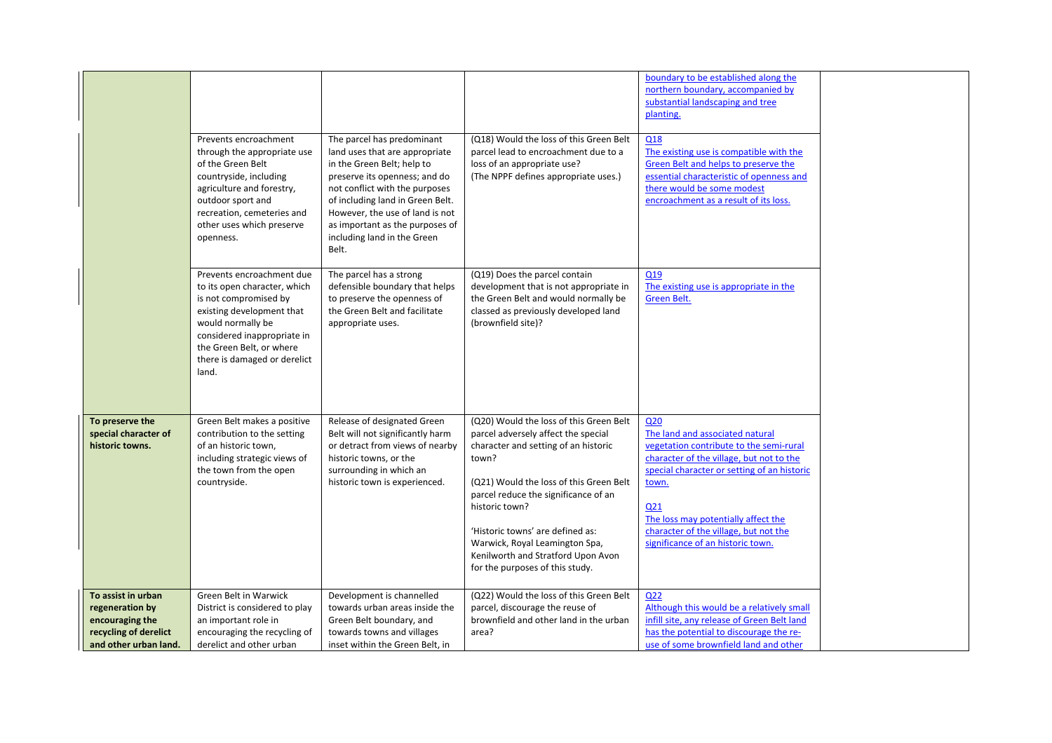| | | | | | |
|---|---|---|---|---|---|
| | | | | boundary to be established along the northern boundary, accompanied by substantial landscaping and tree planting. | |
| | Prevents encroachment through the appropriate use of the Green Belt countryside, including agriculture and forestry, outdoor sport and recreation, cemeteries and other uses which preserve openness. | The parcel has predominant land uses that are appropriate in the Green Belt; help to preserve its openness; and do not conflict with the purposes of including land in Green Belt. However, the use of land is not as important as the purposes of including land in the Green Belt. | (Q18) Would the loss of this Green Belt parcel lead to encroachment due to a loss of an appropriate use? (The NPPF defines appropriate uses.) | Q18<br>The existing use is compatible with the Green Belt and helps to preserve the essential characteristic of openness and there would be some modest encroachment as a result of its loss. | |
| | Prevents encroachment due to its open character, which is not compromised by existing development that would normally be considered inappropriate in the Green Belt, or where there is damaged or derelict land. | The parcel has a strong defensible boundary that helps to preserve the openness of the Green Belt and facilitate appropriate uses. | (Q19) Does the parcel contain development that is not appropriate in the Green Belt and would normally be classed as previously developed land (brownfield site)? | Q19<br>The existing use is appropriate in the Green Belt. | |
| **To preserve the special character of historic towns.** | Green Belt makes a positive contribution to the setting of an historic town, including strategic views of the town from the open countryside. | Release of designated Green Belt will not significantly harm or detract from views of nearby historic towns, or the surrounding in which an historic town is experienced. | (Q20) Would the loss of this Green Belt parcel adversely affect the special character and setting of an historic town?<br><br>(Q21) Would the loss of this Green Belt parcel reduce the significance of an historic town?<br><br>'Historic towns' are defined as: Warwick, Royal Leamington Spa, Kenilworth and Stratford Upon Avon for the purposes of this study. | Q20<br>The land and associated natural vegetation contribute to the semi-rural character of the village, but not to the special character or setting of an historic town.<br><br>Q21<br>The loss may potentially affect the character of the village, but not the significance of an historic town. | |
| **To assist in urban regeneration by encouraging the recycling of derelict and other urban land.** | Green Belt in Warwick District is considered to play an important role in encouraging the recycling of derelict and other urban | Development is channelled towards urban areas inside the Green Belt boundary, and towards towns and villages inset within the Green Belt, in | (Q22) Would the loss of this Green Belt parcel, discourage the reuse of brownfield and other land in the urban area? | Q22<br>Although this would be a relatively small infill site, any release of Green Belt land has the potential to discourage the re-use of some brownfield land and other | |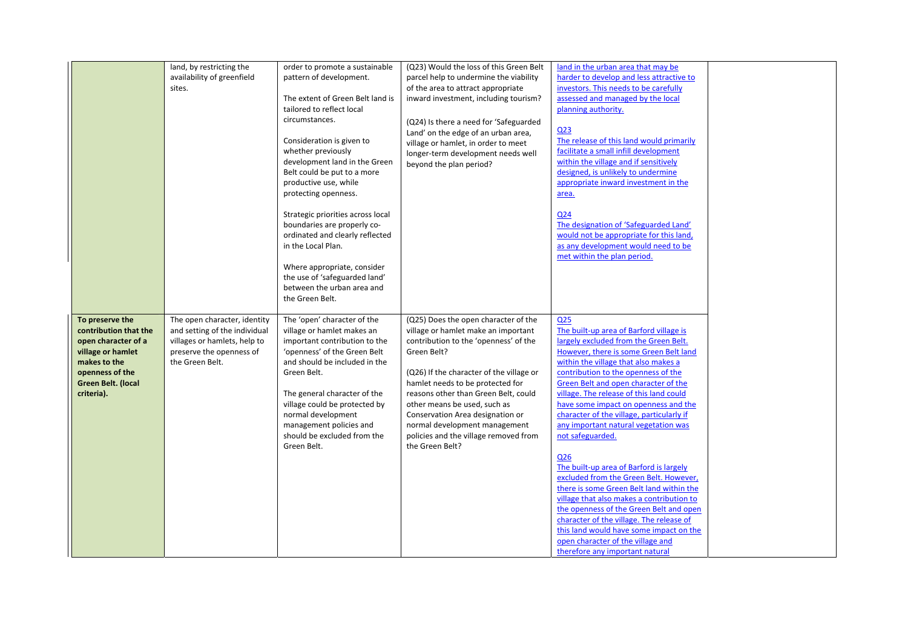| | | | | | |
|---|---|---|---|---|---|
| | land, by restricting the availability of greenfield sites. | order to promote a sustainable pattern of development.<br><br>The extent of Green Belt land is tailored to reflect local circumstances.<br><br>Consideration is given to whether previously development land in the Green Belt could be put to a more productive use, while protecting openness.<br><br>Strategic priorities across local boundaries are properly co-ordinated and clearly reflected in the Local Plan.<br><br>Where appropriate, consider the use of 'safeguarded land' between the urban area and the Green Belt. | (Q23) Would the loss of this Green Belt parcel help to undermine the viability of the area to attract appropriate inward investment, including tourism?<br><br>(Q24) Is there a need for 'Safeguarded Land' on the edge of an urban area, village or hamlet, in order to meet longer-term development needs well beyond the plan period? | land in the urban area that may be harder to develop and less attractive to investors. This needs to be carefully assessed and managed by the local planning authority.<br><br>Q23<br>The release of this land would primarily facilitate a small infill development within the village and if sensitively designed, is unlikely to undermine appropriate inward investment in the area.<br><br>Q24<br>The designation of 'Safeguarded Land' would not be appropriate for this land, as any development would need to be met within the plan period. | |
| **To preserve the contribution that the open character of a village or hamlet makes to the openness of the Green Belt. (local criteria).** | The open character, identity and setting of the individual villages or hamlets, help to preserve the openness of the Green Belt. | The 'open' character of the village or hamlet makes an important contribution to the 'openness' of the Green Belt and should be included in the Green Belt.<br><br>The general character of the village could be protected by normal development management policies and should be excluded from the Green Belt. | (Q25) Does the open character of the village or hamlet make an important contribution to the 'openness' of the Green Belt?<br><br>(Q26) If the character of the village or hamlet needs to be protected for reasons other than Green Belt, could other means be used, such as Conservation Area designation or normal development management policies and the village removed from the Green Belt? | Q25<br>The built-up area of Barford village is largely excluded from the Green Belt. However, there is some Green Belt land within the village that also makes a contribution to the openness of the Green Belt and open character of the village. The release of this land could have some impact on openness and the character of the village, particularly if any important natural vegetation was not safeguarded.<br><br>Q26<br>The built-up area of Barford is largely excluded from the Green Belt. However, there is some Green Belt land within the village that also makes a contribution to the openness of the Green Belt and open character of the village. The release of this land would have some impact on the open character of the village and therefore any important natural | |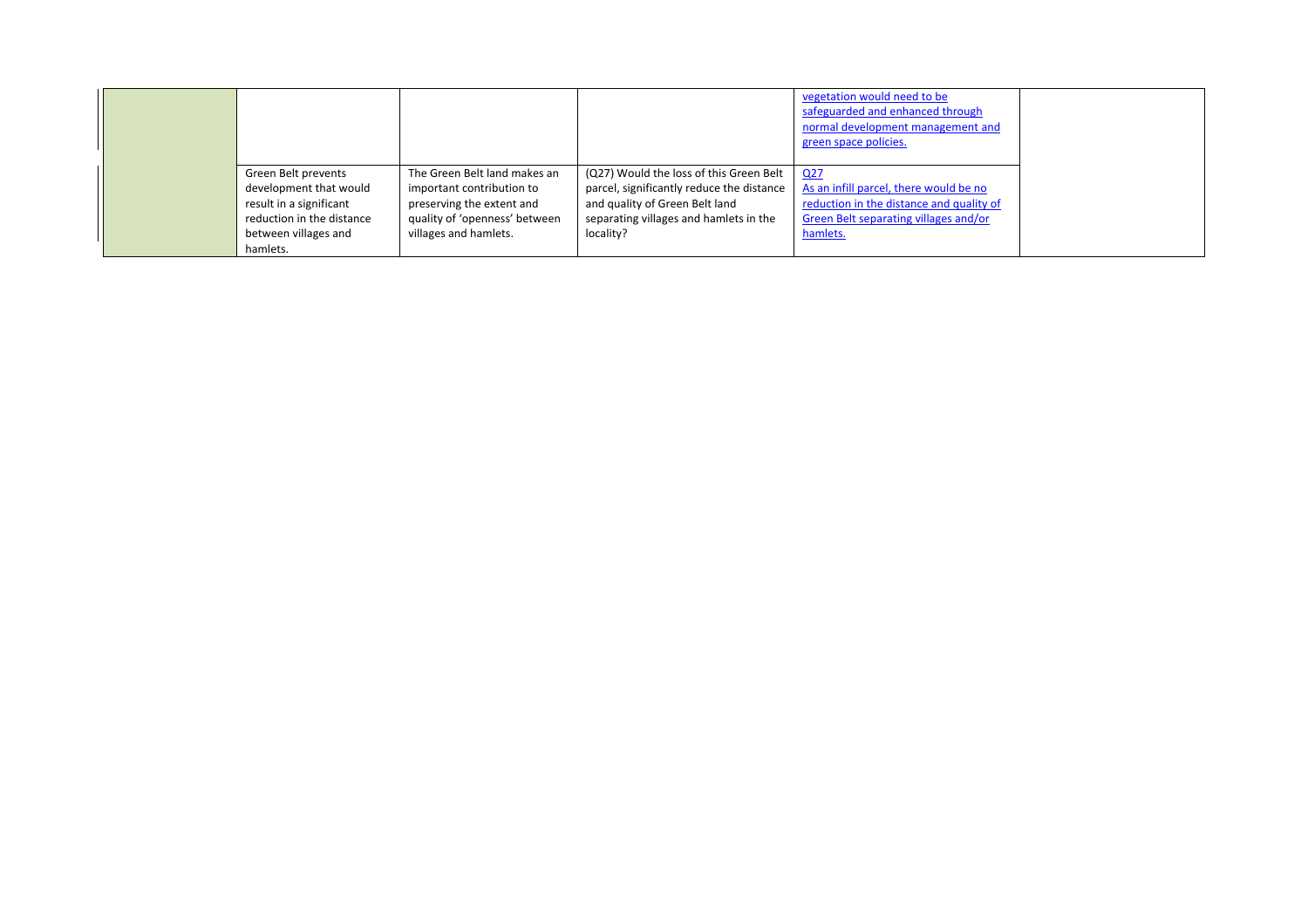|  |  |  |  | vegetation would need to be safeguarded and enhanced through normal development management and green space policies. |  |
| --- | --- | --- | --- | --- | --- |
|  | Green Belt prevents development that would result in a significant reduction in the distance between villages and hamlets. | The Green Belt land makes an important contribution to preserving the extent and quality of 'openness' between villages and hamlets. | (Q27) Would the loss of this Green Belt parcel, significantly reduce the distance and quality of Green Belt land separating villages and hamlets in the locality? | Q27<br>As an infill parcel, there would be no reduction in the distance and quality of Green Belt separating villages and/or hamlets. |  |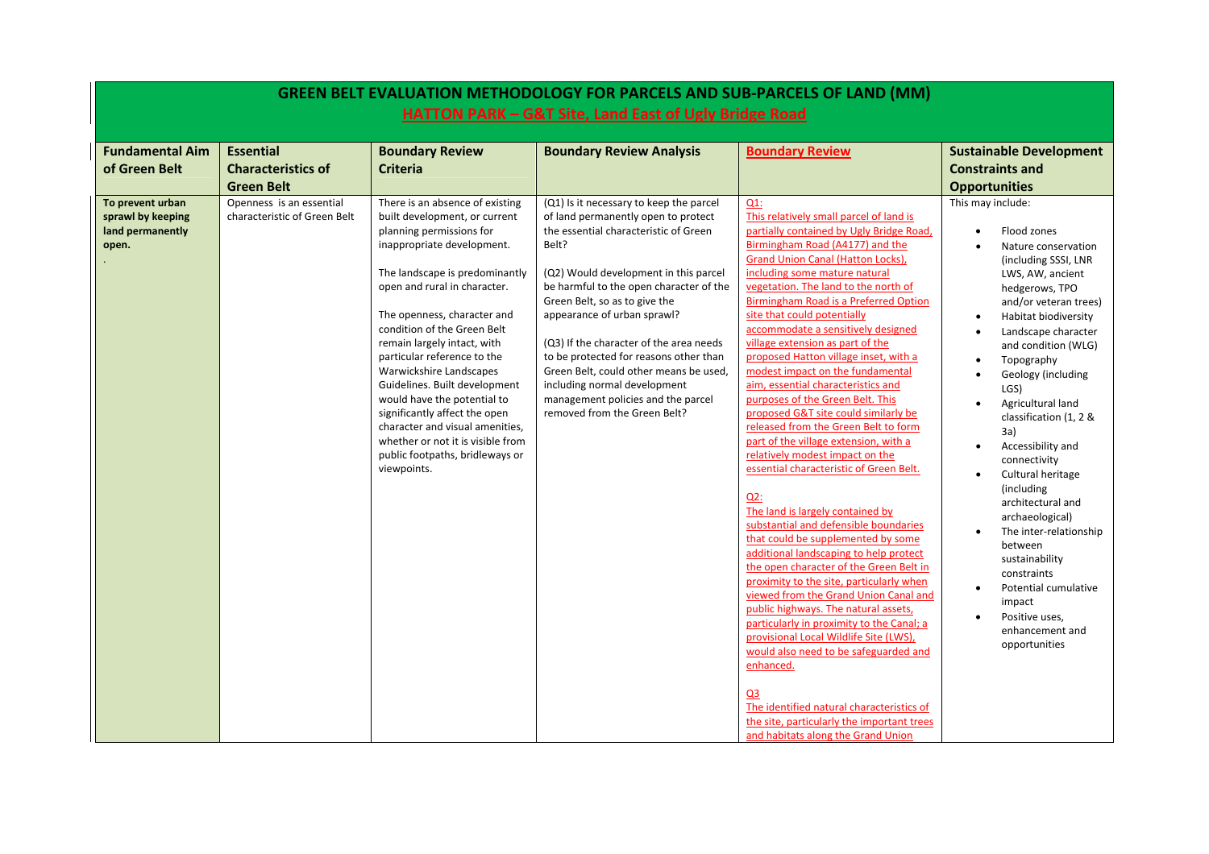# GREEN BELT EVALUATION METHODOLOGY FOR PARCELS AND SUB-PARCELS OF LAND (MM)

## HATTON PARK – G&T Site, Land East of Ugly Bridge Road

| Fundamental Aim of Green Belt | Essential Characteristics of Green Belt | Boundary Review Criteria | Boundary Review Analysis | Boundary Review | Sustainable Development Constraints and Opportunities |
|---|---|---|---|---|---|
| **To prevent urban sprawl by keeping land permanently open.** . | Openness is an essential characteristic of Green Belt | There is an absence of existing built development, or current planning permissions for inappropriate development.<br><br>The landscape is predominantly open and rural in character.<br><br>The openness, character and condition of the Green Belt remain largely intact, with particular reference to the Warwickshire Landscapes Guidelines. Built development would have the potential to significantly affect the open character and visual amenities, whether or not it is visible from public footpaths, bridleways or viewpoints. | (Q1) Is it necessary to keep the parcel of land permanently open to protect the essential characteristic of Green Belt?<br><br>(Q2) Would development in this parcel be harmful to the open character of the Green Belt, so as to give the appearance of urban sprawl?<br><br>(Q3) If the character of the area needs to be protected for reasons other than Green Belt, could other means be used, including normal development management policies and the parcel removed from the Green Belt? | Q1:<br>This relatively small parcel of land is partially contained by Ugly Bridge Road, Birmingham Road (A4177) and the Grand Union Canal (Hatton Locks), including some mature natural vegetation. The land to the north of Birmingham Road is a Preferred Option site that could potentially accommodate a sensitively designed village extension as part of the proposed Hatton village inset, with a modest impact on the fundamental aim, essential characteristics and purposes of the Green Belt. This proposed G&T site could similarly be released from the Green Belt to form part of the village extension, with a relatively modest impact on the essential characteristic of Green Belt.<br><br>Q2:<br>The land is largely contained by substantial and defensible boundaries that could be supplemented by some additional landscaping to help protect the open character of the Green Belt in proximity to the site, particularly when viewed from the Grand Union Canal and public highways. The natural assets, particularly in proximity to the Canal; a provisional Local Wildlife Site (LWS), would also need to be safeguarded and enhanced.<br><br>Q3<br>The identified natural characteristics of the site, particularly the important trees and habitats along the Grand Union | This may include:<br>• Flood zones<br>• Nature conservation (including SSSI, LNR LWS, AW, ancient hedgerows, TPO and/or veteran trees)<br>• Habitat biodiversity<br>• Landscape character and condition (WLG)<br>• Topography<br>• Geology (including LGS)<br>• Agricultural land classification (1, 2 & 3a)<br>• Accessibility and connectivity<br>• Cultural heritage (including architectural and archaeological)<br>• The inter-relationship between sustainability constraints<br>• Potential cumulative impact<br>• Positive uses, enhancement and opportunities |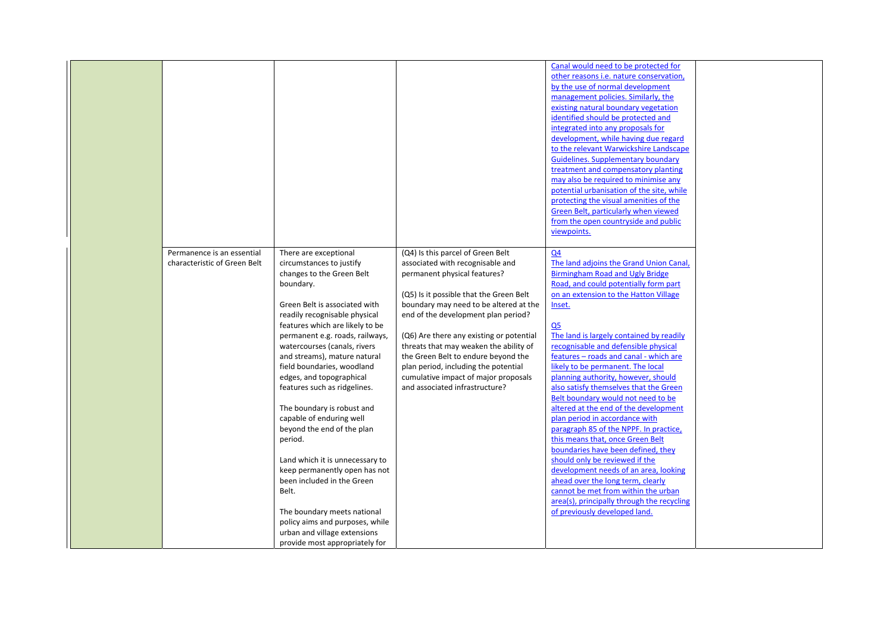| | | | | | |
|---|---|---|---|---|---|
| | | | | Canal would need to be protected for other reasons i.e. nature conservation, by the use of normal development management policies. Similarly, the existing natural boundary vegetation identified should be protected and integrated into any proposals for development, while having due regard to the relevant Warwickshire Landscape Guidelines. Supplementary boundary treatment and compensatory planting may also be required to minimise any potential urbanisation of the site, while protecting the visual amenities of the Green Belt, particularly when viewed from the open countryside and public viewpoints. | |
| | Permanence is an essential characteristic of Green Belt | There are exceptional circumstances to justify changes to the Green Belt boundary.<br><br>Green Belt is associated with readily recognisable physical features which are likely to be permanent e.g. roads, railways, watercourses (canals, rivers and streams), mature natural field boundaries, woodland edges, and topographical features such as ridgelines.<br><br>The boundary is robust and capable of enduring well beyond the end of the plan period.<br><br>Land which it is unnecessary to keep permanently open has not been included in the Green Belt.<br><br>The boundary meets national policy aims and purposes, while urban and village extensions provide most appropriately for | (Q4) Is this parcel of Green Belt associated with recognisable and permanent physical features?<br><br>(Q5) Is it possible that the Green Belt boundary may need to be altered at the end of the development plan period?<br><br>(Q6) Are there any existing or potential threats that may weaken the ability of the Green Belt to endure beyond the plan period, including the potential cumulative impact of major proposals and associated infrastructure? | Q4<br>The land adjoins the Grand Union Canal, Birmingham Road and Ugly Bridge Road, and could potentially form part on an extension to the Hatton Village Inset.<br><br>Q5<br>The land is largely contained by readily recognisable and defensible physical features – roads and canal - which are likely to be permanent. The local planning authority, however, should also satisfy themselves that the Green Belt boundary would not need to be altered at the end of the development plan period in accordance with paragraph 85 of the NPPF. In practice, this means that, once Green Belt boundaries have been defined, they should only be reviewed if the development needs of an area, looking ahead over the long term, clearly cannot be met from within the urban area(s), principally through the recycling of previously developed land. | |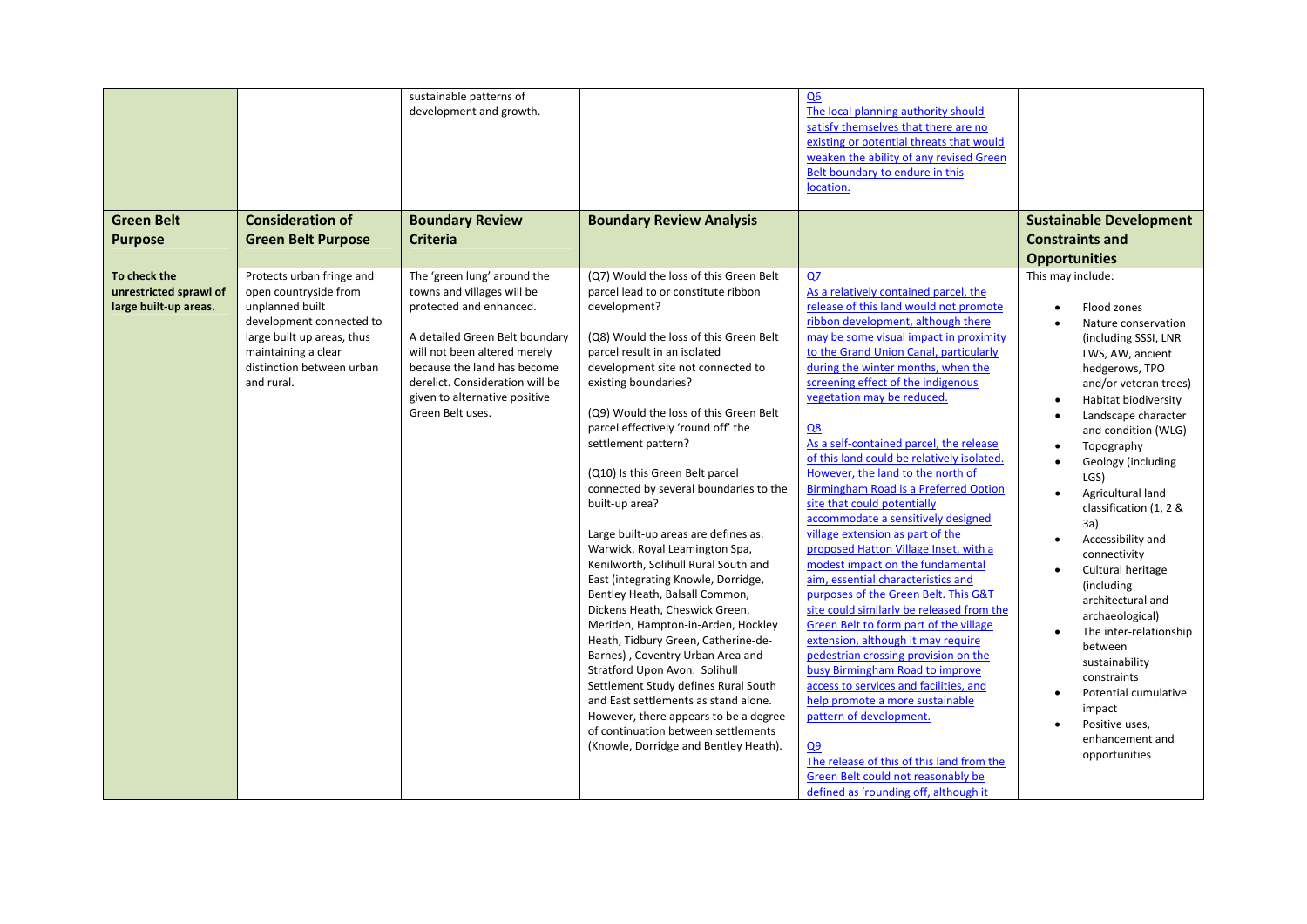| | | sustainable patterns of development and growth. | | Q6<br>The local planning authority should satisfy themselves that there are no existing or potential threats that would weaken the ability of any revised Green Belt boundary to endure in this location. | |
|---|---|---|---|---|---|
| **Green Belt Purpose** | **Consideration of Green Belt Purpose** | **Boundary Review Criteria** | **Boundary Review Analysis** | | **Sustainable Development Constraints and Opportunities** |
| **To check the unrestricted sprawl of large built-up areas.** | Protects urban fringe and open countryside from unplanned built development connected to large built up areas, thus maintaining a clear distinction between urban and rural. | The 'green lung' around the towns and villages will be protected and enhanced.<br><br>A detailed Green Belt boundary will not been altered merely because the land has become derelict. Consideration will be given to alternative positive Green Belt uses. | (Q7) Would the loss of this Green Belt parcel lead to or constitute ribbon development?<br><br>(Q8) Would the loss of this Green Belt parcel result in an isolated development site not connected to existing boundaries?<br><br>(Q9) Would the loss of this Green Belt parcel effectively 'round off' the settlement pattern?<br><br>(Q10) Is this Green Belt parcel connected by several boundaries to the built-up area?<br><br>Large built-up areas are defines as: Warwick, Royal Leamington Spa, Kenilworth, Solihull Rural South and East (integrating Knowle, Dorridge, Bentley Heath, Balsall Common, Dickens Heath, Cheswick Green, Meriden, Hampton-in-Arden, Hockley Heath, Tidbury Green, Catherine-de-Barnes) , Coventry Urban Area and Stratford Upon Avon. Solihull Settlement Study defines Rural South and East settlements as stand alone. However, there appears to be a degree of continuation between settlements (Knowle, Dorridge and Bentley Heath). | Q7<br>As a relatively contained parcel, the release of this land would not promote ribbon development, although there may be some visual impact in proximity to the Grand Union Canal, particularly during the winter months, when the screening effect of the indigenous vegetation may be reduced.<br><br>Q8<br>As a self-contained parcel, the release of this land could be relatively isolated. However, the land to the north of Birmingham Road is a Preferred Option site that could potentially accommodate a sensitively designed village extension as part of the proposed Hatton Village Inset, with a modest impact on the fundamental aim, essential characteristics and purposes of the Green Belt. This G&T site could similarly be released from the Green Belt to form part of the village extension, although it may require pedestrian crossing provision on the busy Birmingham Road to improve access to services and facilities, and help promote a more sustainable pattern of development.<br><br>Q9<br>The release of this of this land from the Green Belt could not reasonably be defined as 'rounding off, although it | This may include:<br><br>• Flood zones<br>• Nature conservation (including SSSI, LNR LWS, AW, ancient hedgerows, TPO and/or veteran trees)<br>• Habitat biodiversity<br>• Landscape character and condition (WLG)<br>• Topography<br>• Geology (including LGS)<br>• Agricultural land classification (1, 2 & 3a)<br>• Accessibility and connectivity<br>• Cultural heritage (including architectural and archaeological)<br>• The inter-relationship between sustainability constraints<br>• Potential cumulative impact<br>• Positive uses, enhancement and opportunities |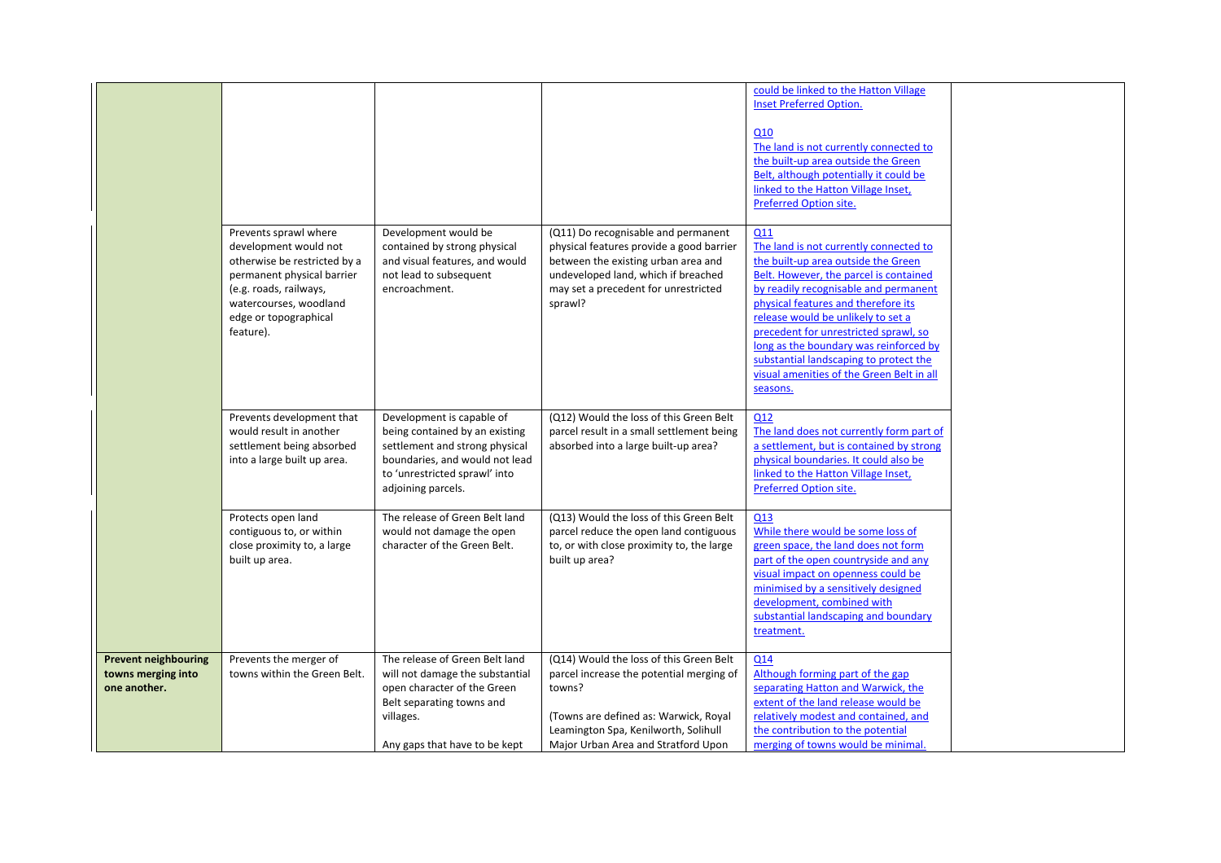| | | | | | |
|---|---|---|---|---|---|
| | | | | could be linked to the Hatton Village Inset Preferred Option.<br><br>Q10<br>The land is not currently connected to the built-up area outside the Green Belt, although potentially it could be linked to the Hatton Village Inset, Preferred Option site. | |
| | Prevents sprawl where development would not otherwise be restricted by a permanent physical barrier (e.g. roads, railways, watercourses, woodland edge or topographical feature). | Development would be contained by strong physical and visual features, and would not lead to subsequent encroachment. | (Q11) Do recognisable and permanent physical features provide a good barrier between the existing urban area and undeveloped land, which if breached may set a precedent for unrestricted sprawl? | Q11<br>The land is not currently connected to the built-up area outside the Green Belt. However, the parcel is contained by readily recognisable and permanent physical features and therefore its release would be unlikely to set a precedent for unrestricted sprawl, so long as the boundary was reinforced by substantial landscaping to protect the visual amenities of the Green Belt in all seasons. | |
| | Prevents development that would result in another settlement being absorbed into a large built up area. | Development is capable of being contained by an existing settlement and strong physical boundaries, and would not lead to 'unrestricted sprawl' into adjoining parcels. | (Q12) Would the loss of this Green Belt parcel result in a small settlement being absorbed into a large built-up area? | Q12<br>The land does not currently form part of a settlement, but is contained by strong physical boundaries. It could also be linked to the Hatton Village Inset, Preferred Option site. | |
| | Protects open land contiguous to, or within close proximity to, a large built up area. | The release of Green Belt land would not damage the open character of the Green Belt. | (Q13) Would the loss of this Green Belt parcel reduce the open land contiguous to, or with close proximity to, the large built up area? | Q13<br>While there would be some loss of green space, the land does not form part of the open countryside and any visual impact on openness could be minimised by a sensitively designed development, combined with substantial landscaping and boundary treatment. | |
| **Prevent neighbouring towns merging into one another.** | Prevents the merger of towns within the Green Belt. | The release of Green Belt land will not damage the substantial open character of the Green Belt separating towns and villages.<br><br>Any gaps that have to be kept | (Q14) Would the loss of this Green Belt parcel increase the potential merging of towns?<br><br>(Towns are defined as: Warwick, Royal Leamington Spa, Kenilworth, Solihull Major Urban Area and Stratford Upon | Q14<br>Although forming part of the gap separating Hatton and Warwick, the extent of the land release would be relatively modest and contained, and the contribution to the potential merging of towns would be minimal. | |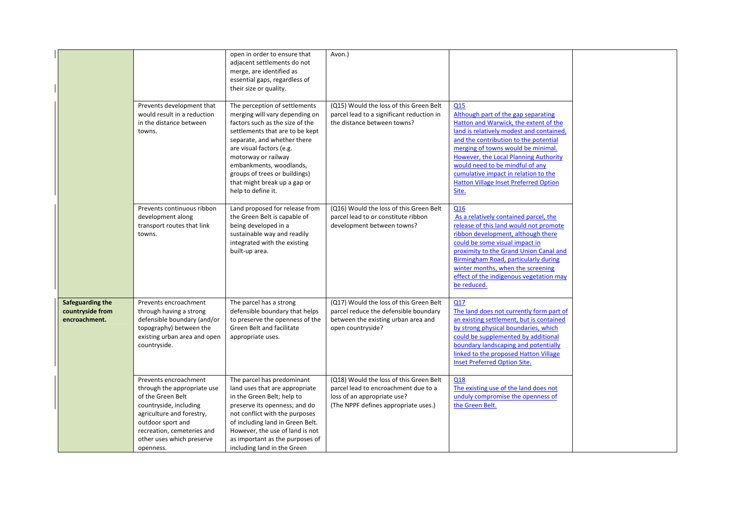| | | | | | |
|---|---|---|---|---|---|
| | | open in order to ensure that adjacent settlements do not merge, are identified as essential gaps, regardless of their size or quality. | Avon.) | | |
| | Prevents development that would result in a reduction in the distance between towns. | The perception of settlements merging will vary depending on factors such as the size of the settlements that are to be kept separate, and whether there are visual factors (e.g. motorway or railway embankments, woodlands, groups of trees or buildings) that might break up a gap or help to define it. | (Q15) Would the loss of this Green Belt parcel lead to a significant reduction in the distance between towns? | Q15<br>Although part of the gap separating Hatton and Warwick, the extent of the land is relatively modest and contained, and the contribution to the potential merging of towns would be minimal. However, the Local Planning Authority would need to be mindful of any cumulative impact in relation to the Hatton Village Inset Preferred Option Site. | |
| | Prevents continuous ribbon development along transport routes that link towns. | Land proposed for release from the Green Belt is capable of being developed in a sustainable way and readily integrated with the existing built-up area. | (Q16) Would the loss of this Green Belt parcel lead to or constitute ribbon development between towns? | Q16<br>As a relatively contained parcel, the release of this land would not promote ribbon development, although there could be some visual impact in proximity to the Grand Union Canal and Birmingham Road, particularly during winter months, when the screening effect of the indigenous vegetation may be reduced. | |
| **Safeguarding the countryside from encroachment.** | Prevents encroachment through having a strong defensible boundary (and/or topography) between the existing urban area and open countryside. | The parcel has a strong defensible boundary that helps to preserve the openness of the Green Belt and facilitate appropriate uses. | (Q17) Would the loss of this Green Belt parcel reduce the defensible boundary between the existing urban area and open countryside? | Q17<br>The land does not currently form part of an existing settlement, but is contained by strong physical boundaries, which could be supplemented by additional boundary landscaping and potentially linked to the proposed Hatton Village Inset Preferred Option Site. | |
| | Prevents encroachment through the appropriate use of the Green Belt countryside, including agriculture and forestry, outdoor sport and recreation, cemeteries and other uses which preserve openness. | The parcel has predominant land uses that are appropriate in the Green Belt; help to preserve its openness; and do not conflict with the purposes of including land in Green Belt. However, the use of land is not as important as the purposes of including land in the Green | (Q18) Would the loss of this Green Belt parcel lead to encroachment due to a loss of an appropriate use?<br>(The NPPF defines appropriate uses.) | Q18<br>The existing use of the land does not unduly compromise the openness of the Green Belt. | |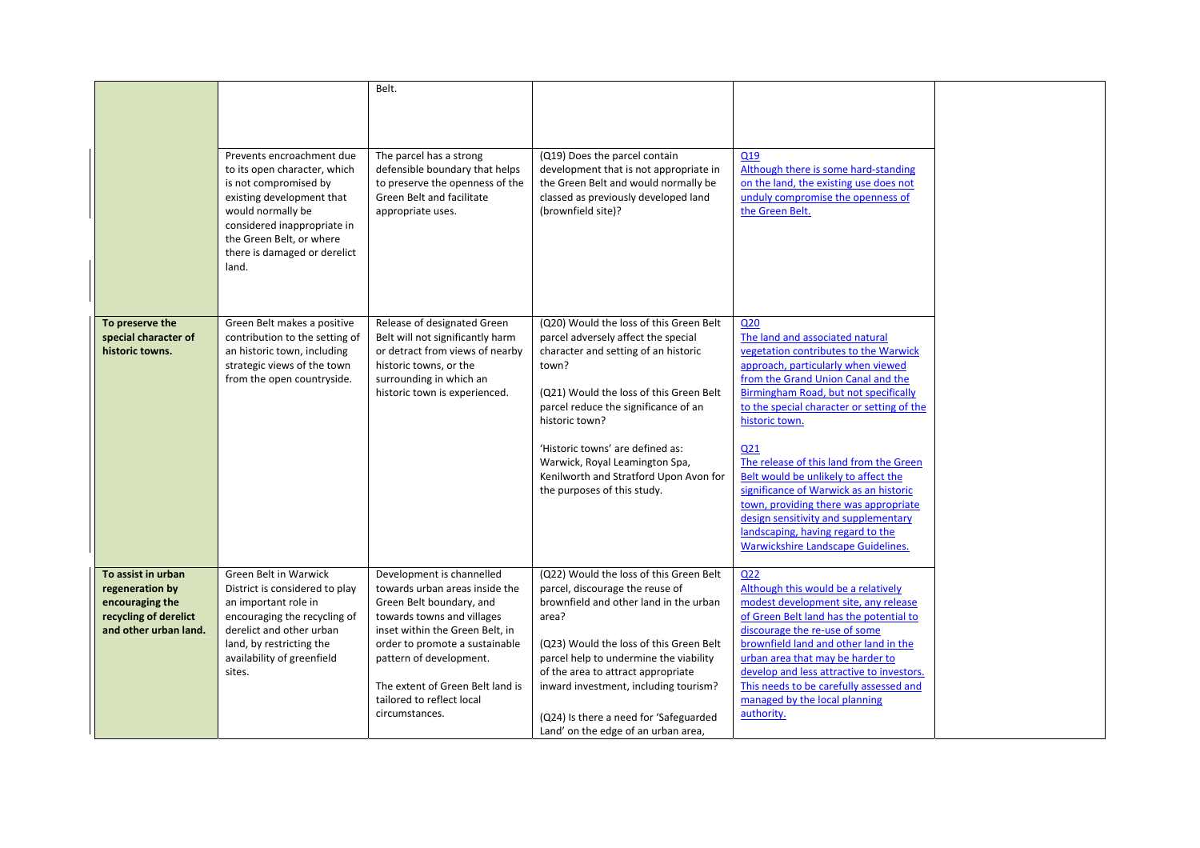| | | | | | |
|---|---|---|---|---|---|
| | | Belt. | | | |
| | Prevents encroachment due to its open character, which is not compromised by existing development that would normally be considered inappropriate in the Green Belt, or where there is damaged or derelict land. | The parcel has a strong defensible boundary that helps to preserve the openness of the Green Belt and facilitate appropriate uses. | (Q19) Does the parcel contain development that is not appropriate in the Green Belt and would normally be classed as previously developed land (brownfield site)? | Q19<br>Although there is some hard-standing on the land, the existing use does not unduly compromise the openness of the Green Belt. | |
| **To preserve the special character of historic towns.** | Green Belt makes a positive contribution to the setting of an historic town, including strategic views of the town from the open countryside. | Release of designated Green Belt will not significantly harm or detract from views of nearby historic towns, or the surrounding in which an historic town is experienced. | (Q20) Would the loss of this Green Belt parcel adversely affect the special character and setting of an historic town?<br><br>(Q21) Would the loss of this Green Belt parcel reduce the significance of an historic town?<br><br>'Historic towns' are defined as: Warwick, Royal Leamington Spa, Kenilworth and Stratford Upon Avon for the purposes of this study. | Q20<br>The land and associated natural vegetation contributes to the Warwick approach, particularly when viewed from the Grand Union Canal and the Birmingham Road, but not specifically to the special character or setting of the historic town.<br><br>Q21<br>The release of this land from the Green Belt would be unlikely to affect the significance of Warwick as an historic town, providing there was appropriate design sensitivity and supplementary landscaping, having regard to the Warwickshire Landscape Guidelines. | |
| **To assist in urban regeneration by encouraging the recycling of derelict and other urban land.** | Green Belt in Warwick District is considered to play an important role in encouraging the recycling of derelict and other urban land, by restricting the availability of greenfield sites. | Development is channelled towards urban areas inside the Green Belt boundary, and towards towns and villages inset within the Green Belt, in order to promote a sustainable pattern of development.<br><br>The extent of Green Belt land is tailored to reflect local circumstances. | (Q22) Would the loss of this Green Belt parcel, discourage the reuse of brownfield and other land in the urban area?<br><br>(Q23) Would the loss of this Green Belt parcel help to undermine the viability of the area to attract appropriate inward investment, including tourism?<br><br>(Q24) Is there a need for 'Safeguarded Land' on the edge of an urban area, | Q22<br>Although this would be a relatively modest development site, any release of Green Belt land has the potential to discourage the re-use of some brownfield land and other land in the urban area that may be harder to develop and less attractive to investors. This needs to be carefully assessed and managed by the local planning authority. | |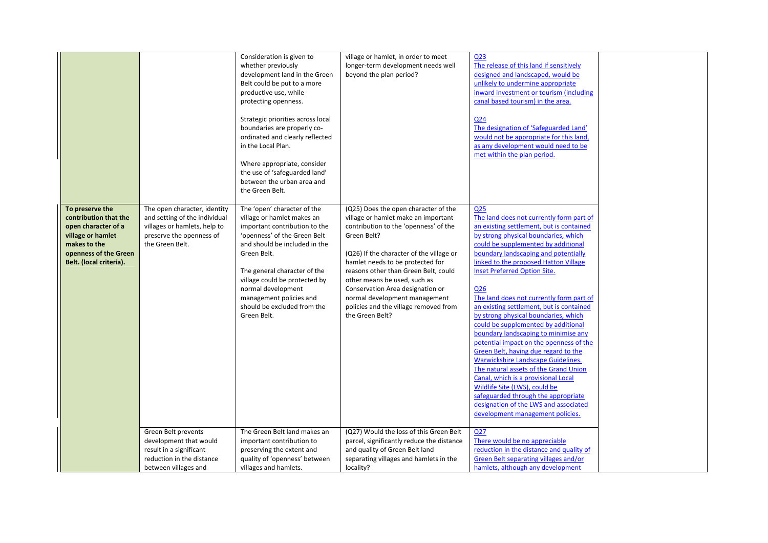| | | | | | |
|---|---|---|---|---|---|
| | | Consideration is given to whether previously development land in the Green Belt could be put to a more productive use, while protecting openness.<br><br>Strategic priorities across local boundaries are properly co-ordinated and clearly reflected in the Local Plan.<br><br>Where appropriate, consider the use of 'safeguarded land' between the urban area and the Green Belt. | village or hamlet, in order to meet longer-term development needs well beyond the plan period? | Q23<br>The release of this land if sensitively designed and landscaped, would be unlikely to undermine appropriate inward investment or tourism (including canal based tourism) in the area.<br><br>Q24<br>The designation of 'Safeguarded Land' would not be appropriate for this land, as any development would need to be met within the plan period. | |
| **To preserve the contribution that the open character of a village or hamlet makes to the openness of the Green Belt. (local criteria).** | The open character, identity and setting of the individual villages or hamlets, help to preserve the openness of the Green Belt. | The 'open' character of the village or hamlet makes an important contribution to the 'openness' of the Green Belt and should be included in the Green Belt.<br><br>The general character of the village could be protected by normal development management policies and should be excluded from the Green Belt. | (Q25) Does the open character of the village or hamlet make an important contribution to the 'openness' of the Green Belt?<br><br>(Q26) If the character of the village or hamlet needs to be protected for reasons other than Green Belt, could other means be used, such as Conservation Area designation or normal development management policies and the village removed from the Green Belt? | Q25<br>The land does not currently form part of an existing settlement, but is contained by strong physical boundaries, which could be supplemented by additional boundary landscaping and potentially linked to the proposed Hatton Village Inset Preferred Option Site.<br><br>Q26<br>The land does not currently form part of an existing settlement, but is contained by strong physical boundaries, which could be supplemented by additional boundary landscaping to minimise any potential impact on the openness of the Green Belt, having due regard to the Warwickshire Landscape Guidelines. The natural assets of the Grand Union Canal, which is a provisional Local Wildlife Site (LWS), could be safeguarded through the appropriate designation of the LWS and associated development management policies. | |
| | Green Belt prevents development that would result in a significant reduction in the distance between villages and | The Green Belt land makes an important contribution to preserving the extent and quality of 'openness' between villages and hamlets. | (Q27) Would the loss of this Green Belt parcel, significantly reduce the distance and quality of Green Belt land separating villages and hamlets in the locality? | Q27<br>There would be no appreciable reduction in the distance and quality of Green Belt separating villages and/or hamlets, although any development | |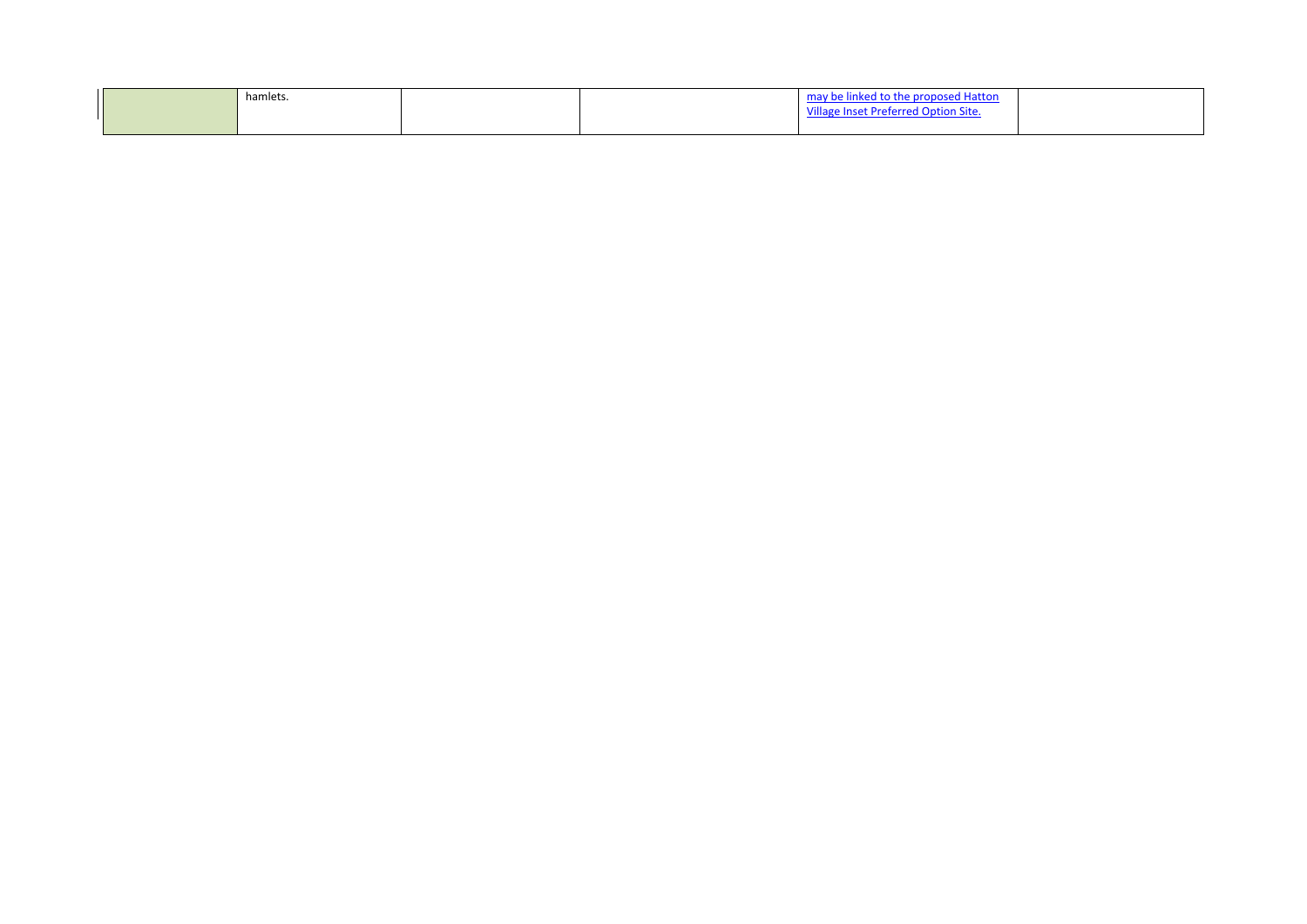| | | | | | |
|---|---|---|---|---|---|
| | hamlets. | | | may be linked to the proposed Hatton Village Inset Preferred Option Site. | |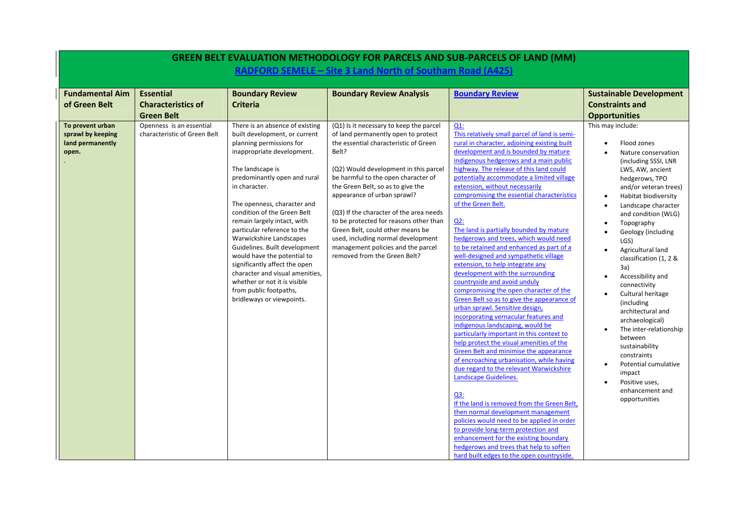# GREEN BELT EVALUATION METHODOLOGY FOR PARCELS AND SUB-PARCELS OF LAND (MM)

## RADFORD SEMELE – Site 3 Land North of Southam Road (A425)

| Fundamental Aim of Green Belt | Essential Characteristics of Green Belt | Boundary Review Criteria | Boundary Review Analysis | Boundary Review | Sustainable Development Constraints and Opportunities |
|---|---|---|---|---|---|
| **To prevent urban sprawl by keeping land permanently open.** . | Openness is an essential characteristic of Green Belt | There is an absence of existing built development, or current planning permissions for inappropriate development.<br><br>The landscape is predominantly open and rural in character.<br><br>The openness, character and condition of the Green Belt remain largely intact, with particular reference to the Warwickshire Landscapes Guidelines. Built development would have the potential to significantly affect the open character and visual amenities, whether or not it is visible from public footpaths, bridleways or viewpoints. | (Q1) Is it necessary to keep the parcel of land permanently open to protect the essential characteristic of Green Belt?<br><br>(Q2) Would development in this parcel be harmful to the open character of the Green Belt, so as to give the appearance of urban sprawl?<br><br>(Q3) If the character of the area needs to be protected for reasons other than Green Belt, could other means be used, including normal development management policies and the parcel removed from the Green Belt? | Q1:<br>This relatively small parcel of land is semi-rural in character, adjoining existing built development and is bounded by mature indigenous hedgerows and a main public highway. The release of this land could potentially accommodate a limited village extension, without necessarily compromising the essential characteristics of the Green Belt.<br><br>Q2:<br>The land is partially bounded by mature hedgerows and trees, which would need to be retained and enhanced as part of a well-designed and sympathetic village extension, to help integrate any development with the surrounding countryside and avoid unduly compromising the open character of the Green Belt so as to give the appearance of urban sprawl. Sensitive design, incorporating vernacular features and indigenous landscaping, would be particularly important in this context to help protect the visual amenities of the Green Belt and minimise the appearance of encroaching urbanisation, while having due regard to the relevant Warwickshire Landscape Guidelines.<br><br>Q3:<br>If the land is removed from the Green Belt, then normal development management policies would need to be applied in order to provide long-term protection and enhancement for the existing boundary hedgerows and trees that help to soften hard built edges to the open countryside. | This may include:<br><ul><li>Flood zones</li><li>Nature conservation (including SSSI, LNR LWS, AW, ancient hedgerows, TPO and/or veteran trees)</li><li>Habitat biodiversity</li><li>Landscape character and condition (WLG)</li><li>Topography</li><li>Geology (including LGS)</li><li>Agricultural land classification (1, 2 & 3a)</li><li>Accessibility and connectivity</li><li>Cultural heritage (including architectural and archaeological)</li><li>The inter-relationship between sustainability constraints</li><li>Potential cumulative impact</li><li>Positive uses, enhancement and opportunities</li></ul> |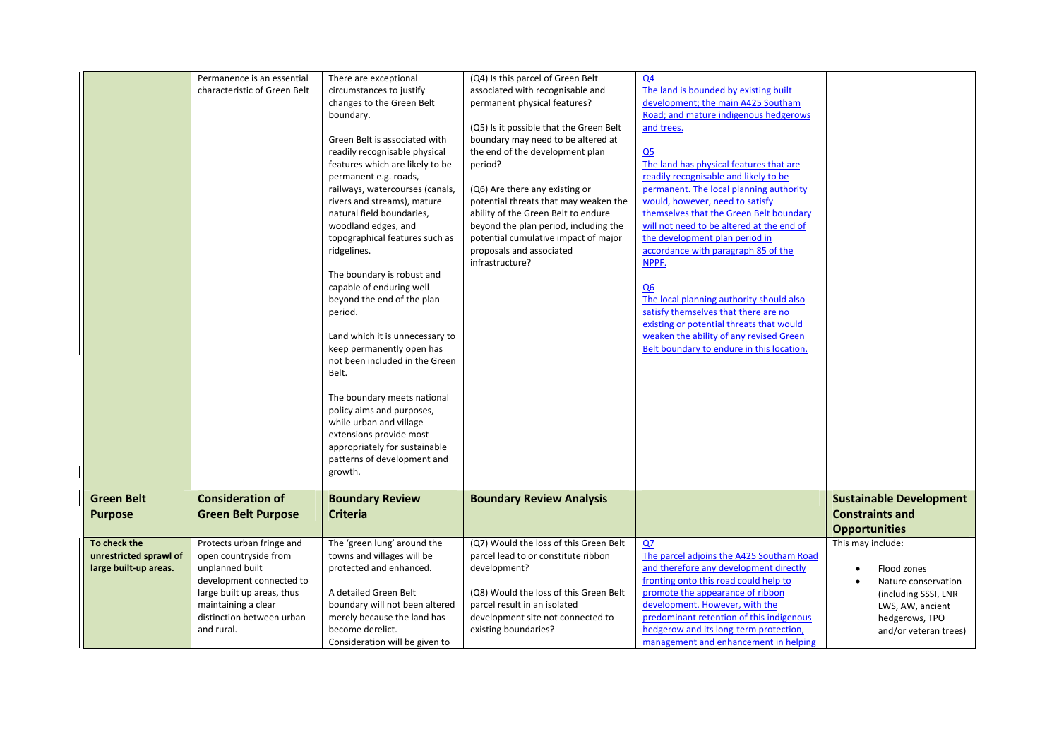| | | | | | |
|---|---|---|---|---|---|
| | Permanence is an essential characteristic of Green Belt | There are exceptional circumstances to justify changes to the Green Belt boundary.<br><br>Green Belt is associated with readily recognisable physical features which are likely to be permanent e.g. roads, railways, watercourses (canals, rivers and streams), mature natural field boundaries, woodland edges, and topographical features such as ridgelines.<br><br>The boundary is robust and capable of enduring well beyond the end of the plan period.<br><br>Land which it is unnecessary to keep permanently open has not been included in the Green Belt.<br><br>The boundary meets national policy aims and purposes, while urban and village extensions provide most appropriately for sustainable patterns of development and growth. | (Q4) Is this parcel of Green Belt associated with recognisable and permanent physical features?<br><br>(Q5) Is it possible that the Green Belt boundary may need to be altered at the end of the development plan period?<br><br>(Q6) Are there any existing or potential threats that may weaken the ability of the Green Belt to endure beyond the plan period, including the potential cumulative impact of major proposals and associated infrastructure? | Q4<br>The land is bounded by existing built development; the main A425 Southam Road; and mature indigenous hedgerows and trees.<br><br>Q5<br>The land has physical features that are readily recognisable and likely to be permanent. The local planning authority would, however, need to satisfy themselves that the Green Belt boundary will not need to be altered at the end of the development plan period in accordance with paragraph 85 of the NPPF.<br><br>Q6<br>The local planning authority should also satisfy themselves that there are no existing or potential threats that would weaken the ability of any revised Green Belt boundary to endure in this location. | |
| **Green Belt Purpose** | **Consideration of Green Belt Purpose** | **Boundary Review Criteria** | **Boundary Review Analysis** | | **Sustainable Development Constraints and Opportunities** |
| **To check the unrestricted sprawl of large built-up areas.** | Protects urban fringe and open countryside from unplanned built development connected to large built up areas, thus maintaining a clear distinction between urban and rural. | The 'green lung' around the towns and villages will be protected and enhanced.<br><br>A detailed Green Belt boundary will not been altered merely because the land has become derelict.<br>Consideration will be given to | (Q7) Would the loss of this Green Belt parcel lead to or constitute ribbon development?<br><br>(Q8) Would the loss of this Green Belt parcel result in an isolated development site not connected to existing boundaries? | Q7<br>The parcel adjoins the A425 Southam Road and therefore any development directly fronting onto this road could help to promote the appearance of ribbon development. However, with the predominant retention of this indigenous hedgerow and its long-term protection, management and enhancement in helping | This may include:<br>• Flood zones<br>• Nature conservation (including SSSI, LNR LWS, AW, ancient hedgerows, TPO and/or veteran trees) |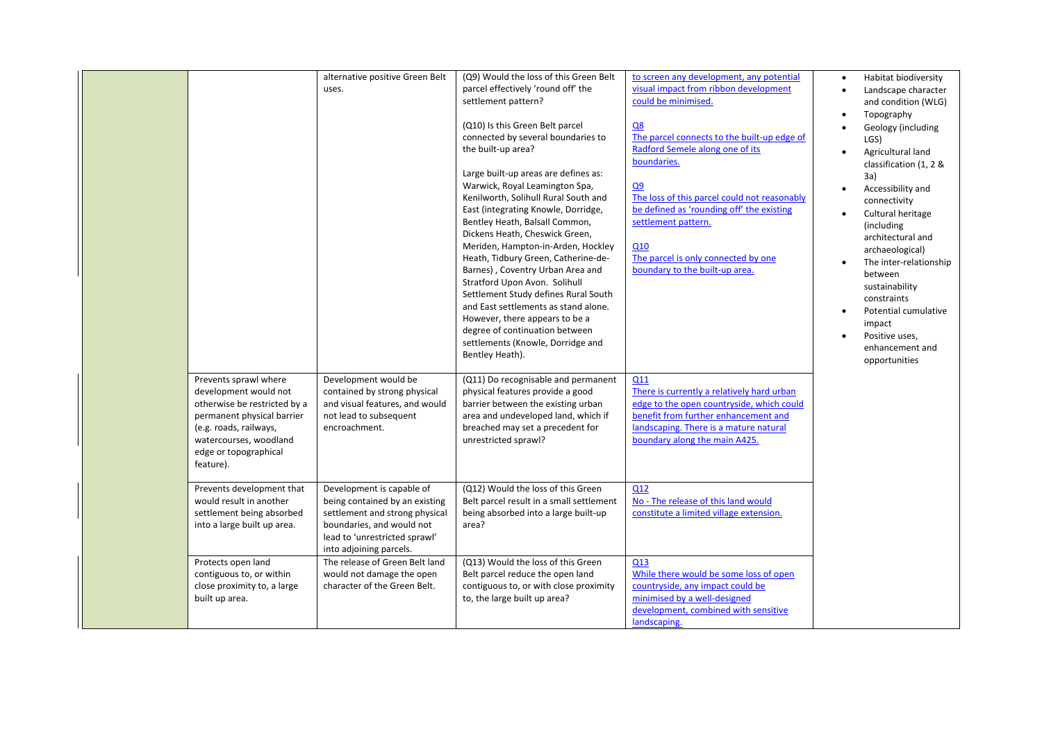| | | | | | |
|---|---|---|---|---|---|
| | | alternative positive Green Belt uses. | (Q9) Would the loss of this Green Belt parcel effectively 'round off' the settlement pattern?<br><br>(Q10) Is this Green Belt parcel connected by several boundaries to the built-up area?<br><br>Large built-up areas are defines as: Warwick, Royal Leamington Spa, Kenilworth, Solihull Rural South and East (integrating Knowle, Dorridge, Bentley Heath, Balsall Common, Dickens Heath, Cheswick Green, Meriden, Hampton-in-Arden, Hockley Heath, Tidbury Green, Catherine-de-Barnes) , Coventry Urban Area and Stratford Upon Avon. Solihull Settlement Study defines Rural South and East settlements as stand alone. However, there appears to be a degree of continuation between settlements (Knowle, Dorridge and Bentley Heath). | to screen any development, any potential visual impact from ribbon development could be minimised.<br><br>Q8<br>The parcel connects to the built-up edge of Radford Semele along one of its boundaries.<br><br>Q9<br>The loss of this parcel could not reasonably be defined as 'rounding off' the existing settlement pattern.<br><br>Q10<br>The parcel is only connected by one boundary to the built-up area. | • Habitat biodiversity<br>• Landscape character and condition (WLG)<br>• Topography<br>• Geology (including LGS)<br>• Agricultural land classification (1, 2 & 3a)<br>• Accessibility and connectivity<br>• Cultural heritage (including architectural and archaeological)<br>• The inter-relationship between sustainability constraints<br>• Potential cumulative impact<br>• Positive uses, enhancement and opportunities |
| | Prevents sprawl where development would not otherwise be restricted by a permanent physical barrier (e.g. roads, railways, watercourses, woodland edge or topographical feature). | Development would be contained by strong physical and visual features, and would not lead to subsequent encroachment. | (Q11) Do recognisable and permanent physical features provide a good barrier between the existing urban area and undeveloped land, which if breached may set a precedent for unrestricted sprawl? | Q11<br>There is currently a relatively hard urban edge to the open countryside, which could benefit from further enhancement and landscaping. There is a mature natural boundary along the main A425. | |
| | Prevents development that would result in another settlement being absorbed into a large built up area. | Development is capable of being contained by an existing settlement and strong physical boundaries, and would not lead to 'unrestricted sprawl' into adjoining parcels. | (Q12) Would the loss of this Green Belt parcel result in a small settlement being absorbed into a large built-up area? | Q12<br>No - The release of this land would constitute a limited village extension. | |
| | Protects open land contiguous to, or within close proximity to, a large built up area. | The release of Green Belt land would not damage the open character of the Green Belt. | (Q13) Would the loss of this Green Belt parcel reduce the open land contiguous to, or with close proximity to, the large built up area? | Q13<br>While there would be some loss of open countryside, any impact could be minimised by a well-designed development, combined with sensitive landscaping. | |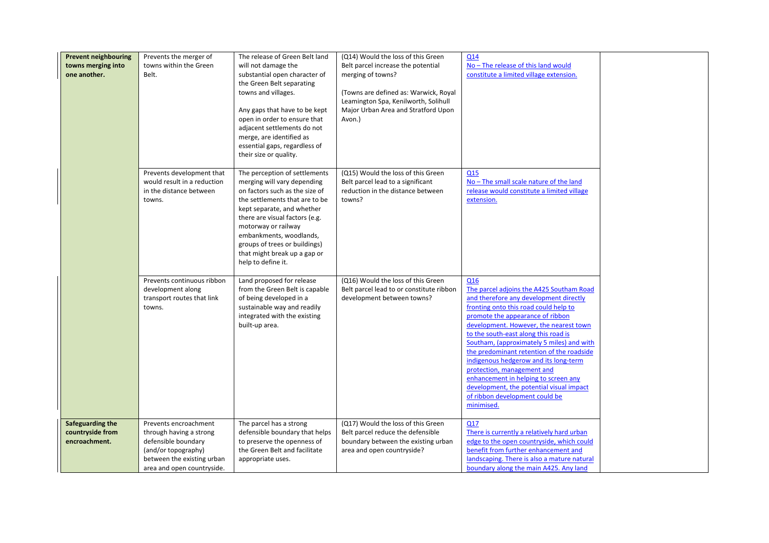| | | | | | |
|---|---|---|---|---|---|
| **Prevent neighbouring towns merging into one another.** | Prevents the merger of towns within the Green Belt. | The release of Green Belt land will not damage the substantial open character of the Green Belt separating towns and villages.<br><br>Any gaps that have to be kept open in order to ensure that adjacent settlements do not merge, are identified as essential gaps, regardless of their size or quality. | (Q14) Would the loss of this Green Belt parcel increase the potential merging of towns?<br><br>(Towns are defined as: Warwick, Royal Leamington Spa, Kenilworth, Solihull Major Urban Area and Stratford Upon Avon.) | Q14<br>No – The release of this land would constitute a limited village extension. | |
| | Prevents development that would result in a reduction in the distance between towns. | The perception of settlements merging will vary depending on factors such as the size of the settlements that are to be kept separate, and whether there are visual factors (e.g. motorway or railway embankments, woodlands, groups of trees or buildings) that might break up a gap or help to define it. | (Q15) Would the loss of this Green Belt parcel lead to a significant reduction in the distance between towns? | Q15<br>No – The small scale nature of the land release would constitute a limited village extension. | |
| | Prevents continuous ribbon development along transport routes that link towns. | Land proposed for release from the Green Belt is capable of being developed in a sustainable way and readily integrated with the existing built-up area. | (Q16) Would the loss of this Green Belt parcel lead to or constitute ribbon development between towns? | Q16<br>The parcel adjoins the A425 Southam Road and therefore any development directly fronting onto this road could help to promote the appearance of ribbon development. However, the nearest town to the south-east along this road is Southam, (approximately 5 miles) and with the predominant retention of the roadside indigenous hedgerow and its long-term protection, management and enhancement in helping to screen any development, the potential visual impact of ribbon development could be minimised. | |
| **Safeguarding the countryside from encroachment.** | Prevents encroachment through having a strong defensible boundary (and/or topography) between the existing urban area and open countryside. | The parcel has a strong defensible boundary that helps to preserve the openness of the Green Belt and facilitate appropriate uses. | (Q17) Would the loss of this Green Belt parcel reduce the defensible boundary between the existing urban area and open countryside? | Q17<br>There is currently a relatively hard urban edge to the open countryside, which could benefit from further enhancement and landscaping. There is also a mature natural boundary along the main A425. Any land | |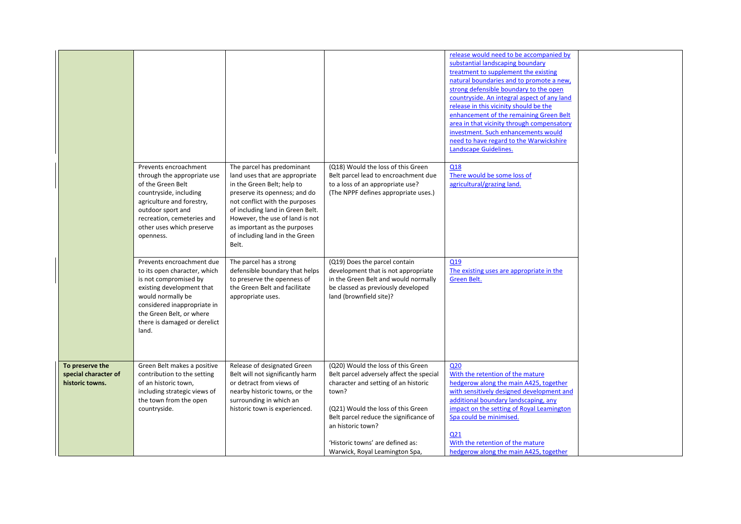| | | | | | |
|---|---|---|---|---|---|
| | | | | release would need to be accompanied by substantial landscaping boundary treatment to supplement the existing natural boundaries and to promote a new, strong defensible boundary to the open countryside. An integral aspect of any land release in this vicinity should be the enhancement of the remaining Green Belt area in that vicinity through compensatory investment. Such enhancements would need to have regard to the Warwickshire Landscape Guidelines. | |
| | Prevents encroachment through the appropriate use of the Green Belt countryside, including agriculture and forestry, outdoor sport and recreation, cemeteries and other uses which preserve openness. | The parcel has predominant land uses that are appropriate in the Green Belt; help to preserve its openness; and do not conflict with the purposes of including land in Green Belt. However, the use of land is not as important as the purposes of including land in the Green Belt. | (Q18) Would the loss of this Green Belt parcel lead to encroachment due to a loss of an appropriate use? (The NPPF defines appropriate uses.) | Q18<br>There would be some loss of agricultural/grazing land. | |
| | Prevents encroachment due to its open character, which is not compromised by existing development that would normally be considered inappropriate in the Green Belt, or where there is damaged or derelict land. | The parcel has a strong defensible boundary that helps to preserve the openness of the Green Belt and facilitate appropriate uses. | (Q19) Does the parcel contain development that is not appropriate in the Green Belt and would normally be classed as previously developed land (brownfield site)? | Q19<br>The existing uses are appropriate in the Green Belt. | |
| **To preserve the special character of historic towns.** | Green Belt makes a positive contribution to the setting of an historic town, including strategic views of the town from the open countryside. | Release of designated Green Belt will not significantly harm or detract from views of nearby historic towns, or the surrounding in which an historic town is experienced. | (Q20) Would the loss of this Green Belt parcel adversely affect the special character and setting of an historic town?<br><br>(Q21) Would the loss of this Green Belt parcel reduce the significance of an historic town?<br><br>'Historic towns' are defined as: Warwick, Royal Leamington Spa, | Q20<br>With the retention of the mature hedgerow along the main A425, together with sensitively designed development and additional boundary landscaping, any impact on the setting of Royal Leamington Spa could be minimised.<br><br>Q21<br>With the retention of the mature hedgerow along the main A425, together | |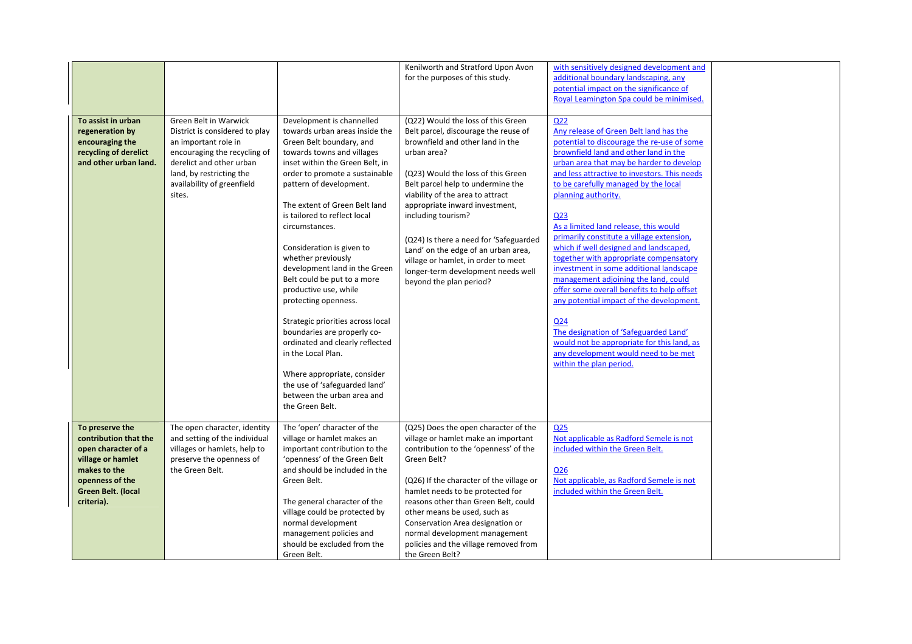| | | | | | |
|---|---|---|---|---|---|
| | | | Kenilworth and Stratford Upon Avon for the purposes of this study. | with sensitively designed development and additional boundary landscaping, any potential impact on the significance of Royal Leamington Spa could be minimised. | |
| **To assist in urban regeneration by encouraging the recycling of derelict and other urban land.** | Green Belt in Warwick District is considered to play an important role in encouraging the recycling of derelict and other urban land, by restricting the availability of greenfield sites. | Development is channelled towards urban areas inside the Green Belt boundary, and towards towns and villages inset within the Green Belt, in order to promote a sustainable pattern of development.<br><br>The extent of Green Belt land is tailored to reflect local circumstances.<br><br>Consideration is given to whether previously development land in the Green Belt could be put to a more productive use, while protecting openness.<br><br>Strategic priorities across local boundaries are properly co-ordinated and clearly reflected in the Local Plan.<br><br>Where appropriate, consider the use of 'safeguarded land' between the urban area and the Green Belt. | (Q22) Would the loss of this Green Belt parcel, discourage the reuse of brownfield and other land in the urban area?<br><br>(Q23) Would the loss of this Green Belt parcel help to undermine the viability of the area to attract appropriate inward investment, including tourism?<br><br>(Q24) Is there a need for 'Safeguarded Land' on the edge of an urban area, village or hamlet, in order to meet longer-term development needs well beyond the plan period? | Q22<br>Any release of Green Belt land has the potential to discourage the re-use of some brownfield land and other land in the urban area that may be harder to develop and less attractive to investors. This needs to be carefully managed by the local planning authority.<br><br>Q23<br>As a limited land release, this would primarily constitute a village extension, which if well designed and landscaped, together with appropriate compensatory investment in some additional landscape management adjoining the land, could offer some overall benefits to help offset any potential impact of the development.<br><br>Q24<br>The designation of 'Safeguarded Land' would not be appropriate for this land, as any development would need to be met within the plan period. | |
| **To preserve the contribution that the open character of a village or hamlet makes to the openness of the Green Belt. (local criteria).** | The open character, identity and setting of the individual villages or hamlets, help to preserve the openness of the Green Belt. | The 'open' character of the village or hamlet makes an important contribution to the 'openness' of the Green Belt and should be included in the Green Belt.<br><br>The general character of the village could be protected by normal development management policies and should be excluded from the Green Belt. | (Q25) Does the open character of the village or hamlet make an important contribution to the 'openness' of the Green Belt?<br><br>(Q26) If the character of the village or hamlet needs to be protected for reasons other than Green Belt, could other means be used, such as Conservation Area designation or normal development management policies and the village removed from the Green Belt? | Q25<br>Not applicable as Radford Semele is not included within the Green Belt.<br><br>Q26<br>Not applicable, as Radford Semele is not included within the Green Belt. | |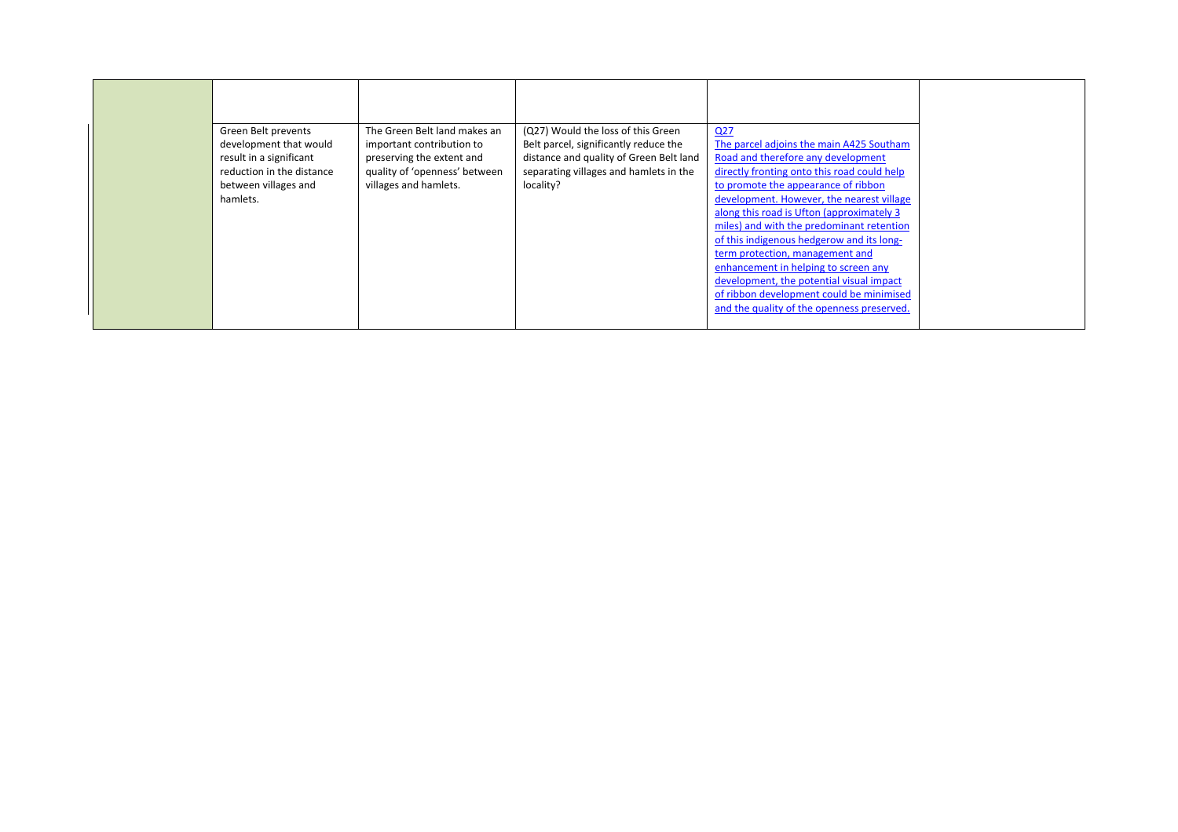| | | | | | |
|---|---|---|---|---|---|
| | | | | | |
| | Green Belt prevents development that would result in a significant reduction in the distance between villages and hamlets. | The Green Belt land makes an important contribution to preserving the extent and quality of 'openness' between villages and hamlets. | (Q27) Would the loss of this Green Belt parcel, significantly reduce the distance and quality of Green Belt land separating villages and hamlets in the locality? | Q27<br>The parcel adjoins the main A425 Southam Road and therefore any development directly fronting onto this road could help to promote the appearance of ribbon development. However, the nearest village along this road is Ufton (approximately 3 miles) and with the predominant retention of this indigenous hedgerow and its long-term protection, management and enhancement in helping to screen any development, the potential visual impact of ribbon development could be minimised and the quality of the openness preserved. | |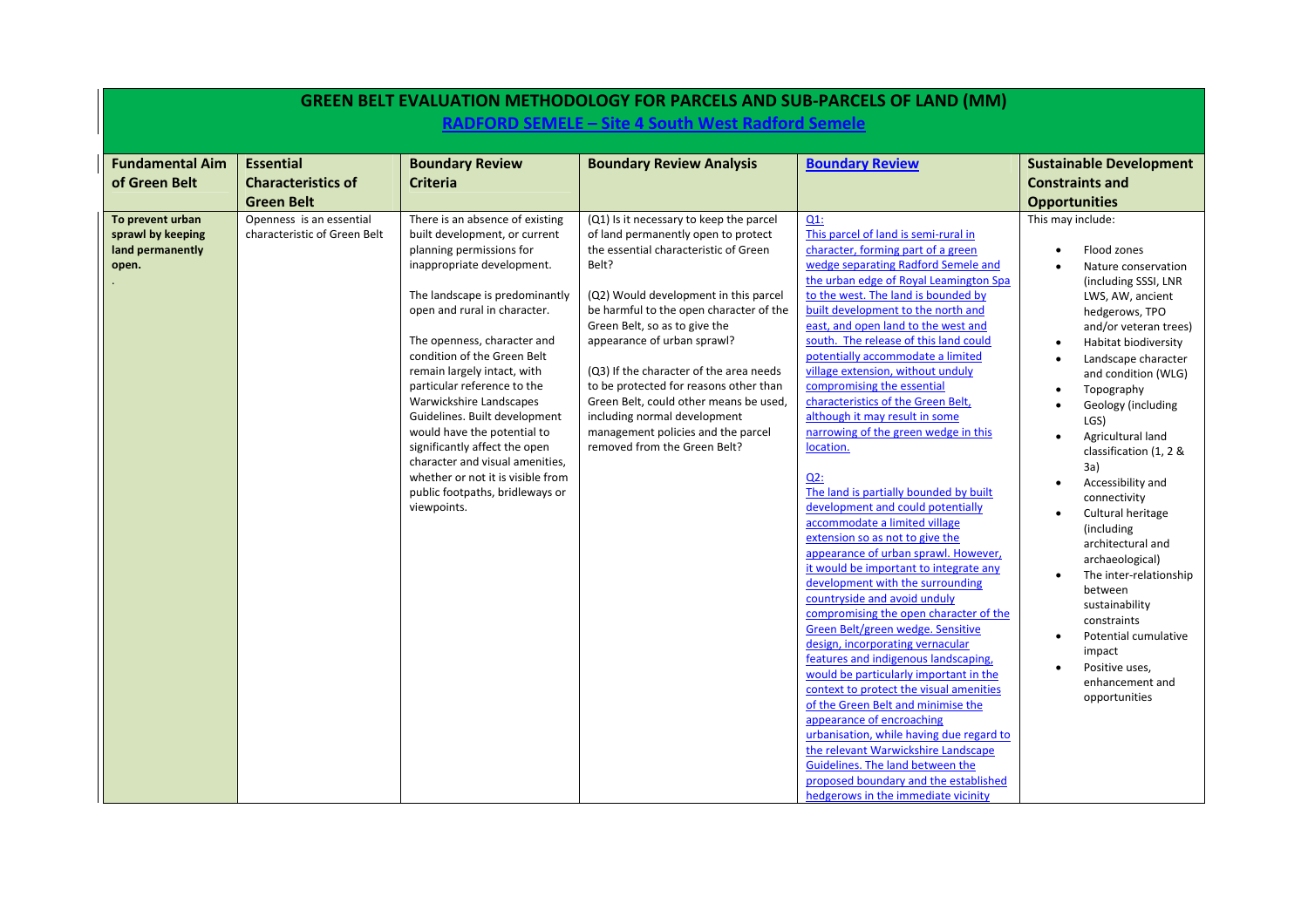# GREEN BELT EVALUATION METHODOLOGY FOR PARCELS AND SUB-PARCELS OF LAND (MM)

## RADFORD SEMELE – Site 4 South West Radford Semele

| Fundamental Aim of Green Belt | Essential Characteristics of Green Belt | Boundary Review Criteria | Boundary Review Analysis | Boundary Review | Sustainable Development Constraints and Opportunities |
|---|---|---|---|---|---|
| **To prevent urban sprawl by keeping land permanently open.**<br>. | Openness is an essential characteristic of Green Belt | There is an absence of existing built development, or current planning permissions for inappropriate development.<br><br>The landscape is predominantly open and rural in character.<br><br>The openness, character and condition of the Green Belt remain largely intact, with particular reference to the Warwickshire Landscapes Guidelines. Built development would have the potential to significantly affect the open character and visual amenities, whether or not it is visible from public footpaths, bridleways or viewpoints. | (Q1) Is it necessary to keep the parcel of land permanently open to protect the essential characteristic of Green Belt?<br><br>(Q2) Would development in this parcel be harmful to the open character of the Green Belt, so as to give the appearance of urban sprawl?<br><br>(Q3) If the character of the area needs to be protected for reasons other than Green Belt, could other means be used, including normal development management policies and the parcel removed from the Green Belt? | Q1:<br>This parcel of land is semi-rural in character, forming part of a green wedge separating Radford Semele and the urban edge of Royal Leamington Spa to the west. The land is bounded by built development to the north and east, and open land to the west and south. The release of this land could potentially accommodate a limited village extension, without unduly compromising the essential characteristics of the Green Belt, although it may result in some narrowing of the green wedge in this location.<br><br>Q2:<br>The land is partially bounded by built development and could potentially accommodate a limited village extension so as not to give the appearance of urban sprawl. However, it would be important to integrate any development with the surrounding countryside and avoid unduly compromising the open character of the Green Belt/green wedge. Sensitive design, incorporating vernacular features and indigenous landscaping, would be particularly important in the context to protect the visual amenities of the Green Belt and minimise the appearance of encroaching urbanisation, while having due regard to the relevant Warwickshire Landscape Guidelines. The land between the proposed boundary and the established hedgerows in the immediate vicinity | This may include:<br><br>• Flood zones<br>• Nature conservation (including SSSI, LNR LWS, AW, ancient hedgerows, TPO and/or veteran trees)<br>• Habitat biodiversity<br>• Landscape character and condition (WLG)<br>• Topography<br>• Geology (including LGS)<br>• Agricultural land classification (1, 2 & 3a)<br>• Accessibility and connectivity<br>• Cultural heritage (including architectural and archaeological)<br>• The inter-relationship between sustainability constraints<br>• Potential cumulative impact<br>• Positive uses, enhancement and opportunities |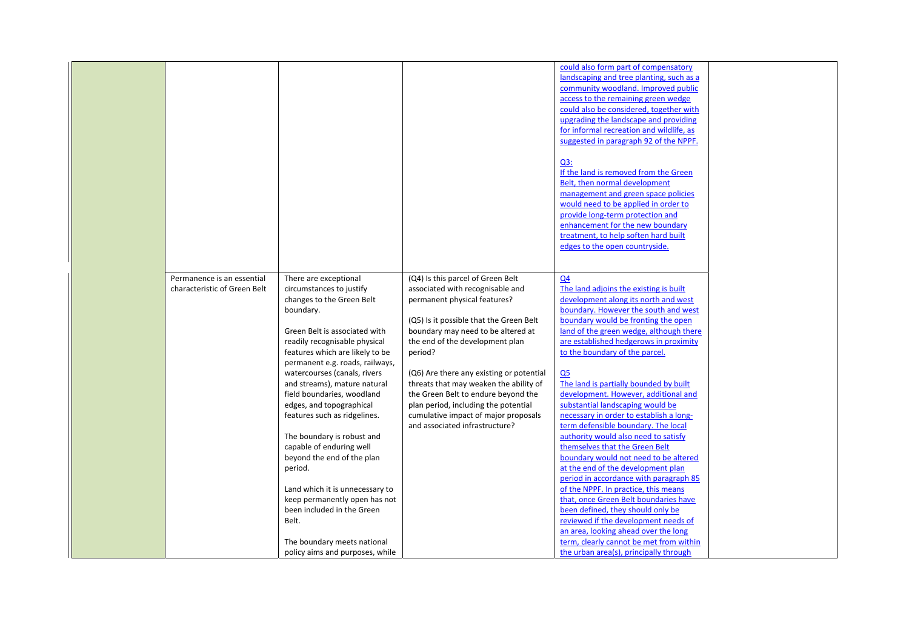| | | | | | |
|---|---|---|---|---|---|
| | | | | could also form part of compensatory landscaping and tree planting, such as a community woodland. Improved public access to the remaining green wedge could also be considered, together with upgrading the landscape and providing for informal recreation and wildlife, as suggested in paragraph 92 of the NPPF.<br><br>Q3:<br>If the land is removed from the Green Belt, then normal development management and green space policies would need to be applied in order to provide long-term protection and enhancement for the new boundary treatment, to help soften hard built edges to the open countryside. | |
| | Permanence is an essential characteristic of Green Belt | There are exceptional circumstances to justify changes to the Green Belt boundary.<br><br>Green Belt is associated with readily recognisable physical features which are likely to be permanent e.g. roads, railways, watercourses (canals, rivers and streams), mature natural field boundaries, woodland edges, and topographical features such as ridgelines.<br><br>The boundary is robust and capable of enduring well beyond the end of the plan period.<br><br>Land which it is unnecessary to keep permanently open has not been included in the Green Belt.<br><br>The boundary meets national policy aims and purposes, while | (Q4) Is this parcel of Green Belt associated with recognisable and permanent physical features?<br><br>(Q5) Is it possible that the Green Belt boundary may need to be altered at the end of the development plan period?<br><br>(Q6) Are there any existing or potential threats that may weaken the ability of the Green Belt to endure beyond the plan period, including the potential cumulative impact of major proposals and associated infrastructure? | Q4<br>The land adjoins the existing is built development along its north and west boundary. However the south and west boundary would be fronting the open land of the green wedge, although there are established hedgerows in proximity to the boundary of the parcel.<br><br>Q5<br>The land is partially bounded by built development. However, additional and substantial landscaping would be necessary in order to establish a long-term defensible boundary. The local authority would also need to satisfy themselves that the Green Belt boundary would not need to be altered at the end of the development plan period in accordance with paragraph 85 of the NPPF. In practice, this means that, once Green Belt boundaries have been defined, they should only be reviewed if the development needs of an area, looking ahead over the long term, clearly cannot be met from within the urban area(s), principally through | |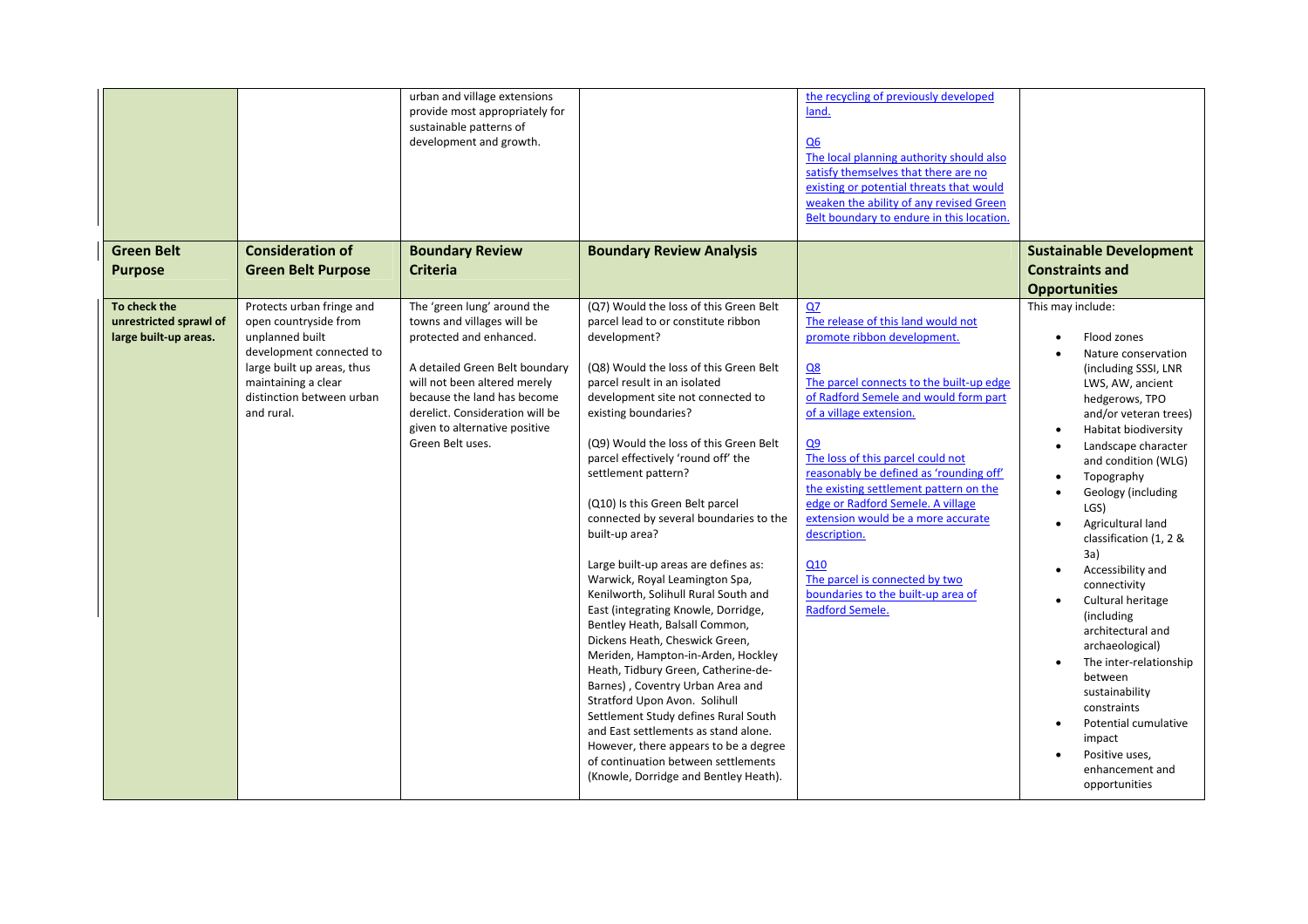| | | urban and village extensions provide most appropriately for sustainable patterns of development and growth. | | the recycling of previously developed land.<br><br>Q6<br>The local planning authority should also satisfy themselves that there are no existing or potential threats that would weaken the ability of any revised Green Belt boundary to endure in this location. | |
|---|---|---|---|---|---|
| **Green Belt Purpose** | **Consideration of Green Belt Purpose** | **Boundary Review Criteria** | **Boundary Review Analysis** | | **Sustainable Development Constraints and Opportunities** |
| **To check the unrestricted sprawl of large built-up areas.** | Protects urban fringe and open countryside from unplanned built development connected to large built up areas, thus maintaining a clear distinction between urban and rural. | The 'green lung' around the towns and villages will be protected and enhanced.<br><br>A detailed Green Belt boundary will not been altered merely because the land has become derelict. Consideration will be given to alternative positive Green Belt uses. | (Q7) Would the loss of this Green Belt parcel lead to or constitute ribbon development?<br><br>(Q8) Would the loss of this Green Belt parcel result in an isolated development site not connected to existing boundaries?<br><br>(Q9) Would the loss of this Green Belt parcel effectively 'round off' the settlement pattern?<br><br>(Q10) Is this Green Belt parcel connected by several boundaries to the built-up area?<br><br>Large built-up areas are defines as: Warwick, Royal Leamington Spa, Kenilworth, Solihull Rural South and East (integrating Knowle, Dorridge, Bentley Heath, Balsall Common, Dickens Heath, Cheswick Green, Meriden, Hampton-in-Arden, Hockley Heath, Tidbury Green, Catherine-de-Barnes) , Coventry Urban Area and Stratford Upon Avon. Solihull Settlement Study defines Rural South and East settlements as stand alone. However, there appears to be a degree of continuation between settlements (Knowle, Dorridge and Bentley Heath). | Q7<br>The release of this land would not promote ribbon development.<br><br>Q8<br>The parcel connects to the built-up edge of Radford Semele and would form part of a village extension.<br><br>Q9<br>The loss of this parcel could not reasonably be defined as 'rounding off' the existing settlement pattern on the edge or Radford Semele. A village extension would be a more accurate description.<br><br>Q10<br>The parcel is connected by two boundaries to the built-up area of Radford Semele. | This may include:<br><br>• Flood zones<br>• Nature conservation (including SSSI, LNR LWS, AW, ancient hedgerows, TPO and/or veteran trees)<br>• Habitat biodiversity<br>• Landscape character and condition (WLG)<br>• Topography<br>• Geology (including LGS)<br>• Agricultural land classification (1, 2 & 3a)<br>• Accessibility and connectivity<br>• Cultural heritage (including architectural and archaeological)<br>• The inter-relationship between sustainability constraints<br>• Potential cumulative impact<br>• Positive uses, enhancement and opportunities |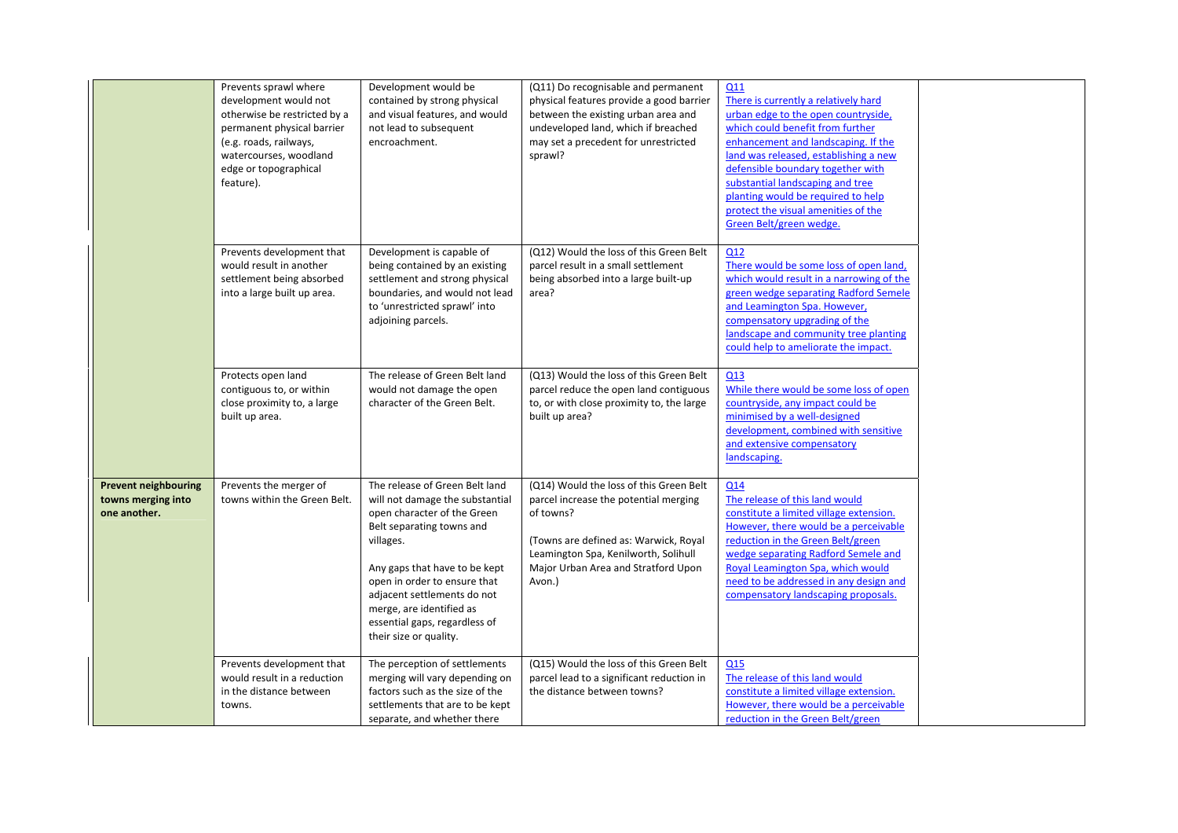| | | | | | |
|---|---|---|---|---|---|
| | Prevents sprawl where development would not otherwise be restricted by a permanent physical barrier (e.g. roads, railways, watercourses, woodland edge or topographical feature). | Development would be contained by strong physical and visual features, and would not lead to subsequent encroachment. | (Q11) Do recognisable and permanent physical features provide a good barrier between the existing urban area and undeveloped land, which if breached may set a precedent for unrestricted sprawl? | Q11<br>There is currently a relatively hard urban edge to the open countryside, which could benefit from further enhancement and landscaping. If the land was released, establishing a new defensible boundary together with substantial landscaping and tree planting would be required to help protect the visual amenities of the Green Belt/green wedge. | |
| | Prevents development that would result in another settlement being absorbed into a large built up area. | Development is capable of being contained by an existing settlement and strong physical boundaries, and would not lead to 'unrestricted sprawl' into adjoining parcels. | (Q12) Would the loss of this Green Belt parcel result in a small settlement being absorbed into a large built-up area? | Q12<br>There would be some loss of open land, which would result in a narrowing of the green wedge separating Radford Semele and Leamington Spa. However, compensatory upgrading of the landscape and community tree planting could help to ameliorate the impact. | |
| | Protects open land contiguous to, or within close proximity to, a large built up area. | The release of Green Belt land would not damage the open character of the Green Belt. | (Q13) Would the loss of this Green Belt parcel reduce the open land contiguous to, or with close proximity to, the large built up area? | Q13<br>While there would be some loss of open countryside, any impact could be minimised by a well-designed development, combined with sensitive and extensive compensatory landscaping. | |
| **Prevent neighbouring towns merging into one another.** | Prevents the merger of towns within the Green Belt. | The release of Green Belt land will not damage the substantial open character of the Green Belt separating towns and villages.<br><br>Any gaps that have to be kept open in order to ensure that adjacent settlements do not merge, are identified as essential gaps, regardless of their size or quality. | (Q14) Would the loss of this Green Belt parcel increase the potential merging of towns?<br><br>(Towns are defined as: Warwick, Royal Leamington Spa, Kenilworth, Solihull Major Urban Area and Stratford Upon Avon.) | Q14<br>The release of this land would constitute a limited village extension. However, there would be a perceivable reduction in the Green Belt/green wedge separating Radford Semele and Royal Leamington Spa, which would need to be addressed in any design and compensatory landscaping proposals. | |
| | Prevents development that would result in a reduction in the distance between towns. | The perception of settlements merging will vary depending on factors such as the size of the settlements that are to be kept separate, and whether there | (Q15) Would the loss of this Green Belt parcel lead to a significant reduction in the distance between towns? | Q15<br>The release of this land would constitute a limited village extension. However, there would be a perceivable reduction in the Green Belt/green | |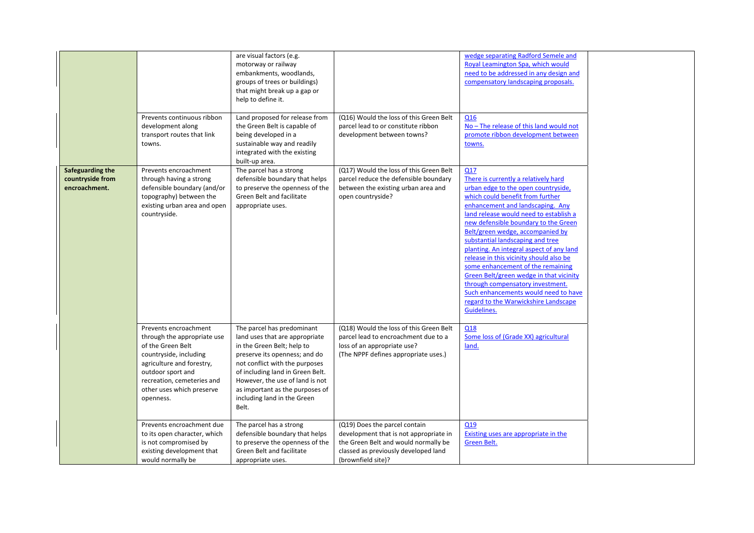|  |  |  |  |  |  |
|---|---|---|---|---|---|
|  |  | are visual factors (e.g. motorway or railway embankments, woodlands, groups of trees or buildings) that might break up a gap or help to define it. |  | wedge separating Radford Semele and Royal Leamington Spa, which would need to be addressed in any design and compensatory landscaping proposals. |  |
|  | Prevents continuous ribbon development along transport routes that link towns. | Land proposed for release from the Green Belt is capable of being developed in a sustainable way and readily integrated with the existing built-up area. | (Q16) Would the loss of this Green Belt parcel lead to or constitute ribbon development between towns? | Q16<br>No – The release of this land would not promote ribbon development between towns. |  |
| **Safeguarding the countryside from encroachment.** | Prevents encroachment through having a strong defensible boundary (and/or topography) between the existing urban area and open countryside. | The parcel has a strong defensible boundary that helps to preserve the openness of the Green Belt and facilitate appropriate uses. | (Q17) Would the loss of this Green Belt parcel reduce the defensible boundary between the existing urban area and open countryside? | Q17<br>There is currently a relatively hard urban edge to the open countryside, which could benefit from further enhancement and landscaping. Any land release would need to establish a new defensible boundary to the Green Belt/green wedge, accompanied by substantial landscaping and tree planting. An integral aspect of any land release in this vicinity should also be some enhancement of the remaining Green Belt/green wedge in that vicinity through compensatory investment. Such enhancements would need to have regard to the Warwickshire Landscape Guidelines. |  |
|  | Prevents encroachment through the appropriate use of the Green Belt countryside, including agriculture and forestry, outdoor sport and recreation, cemeteries and other uses which preserve openness. | The parcel has predominant land uses that are appropriate in the Green Belt; help to preserve its openness; and do not conflict with the purposes of including land in Green Belt. However, the use of land is not as important as the purposes of including land in the Green Belt. | (Q18) Would the loss of this Green Belt parcel lead to encroachment due to a loss of an appropriate use? (The NPPF defines appropriate uses.) | Q18<br>Some loss of (Grade XX) agricultural land. |  |
|  | Prevents encroachment due to its open character, which is not compromised by existing development that would normally be | The parcel has a strong defensible boundary that helps to preserve the openness of the Green Belt and facilitate appropriate uses. | (Q19) Does the parcel contain development that is not appropriate in the Green Belt and would normally be classed as previously developed land (brownfield site)? | Q19<br>Existing uses are appropriate in the Green Belt. |  |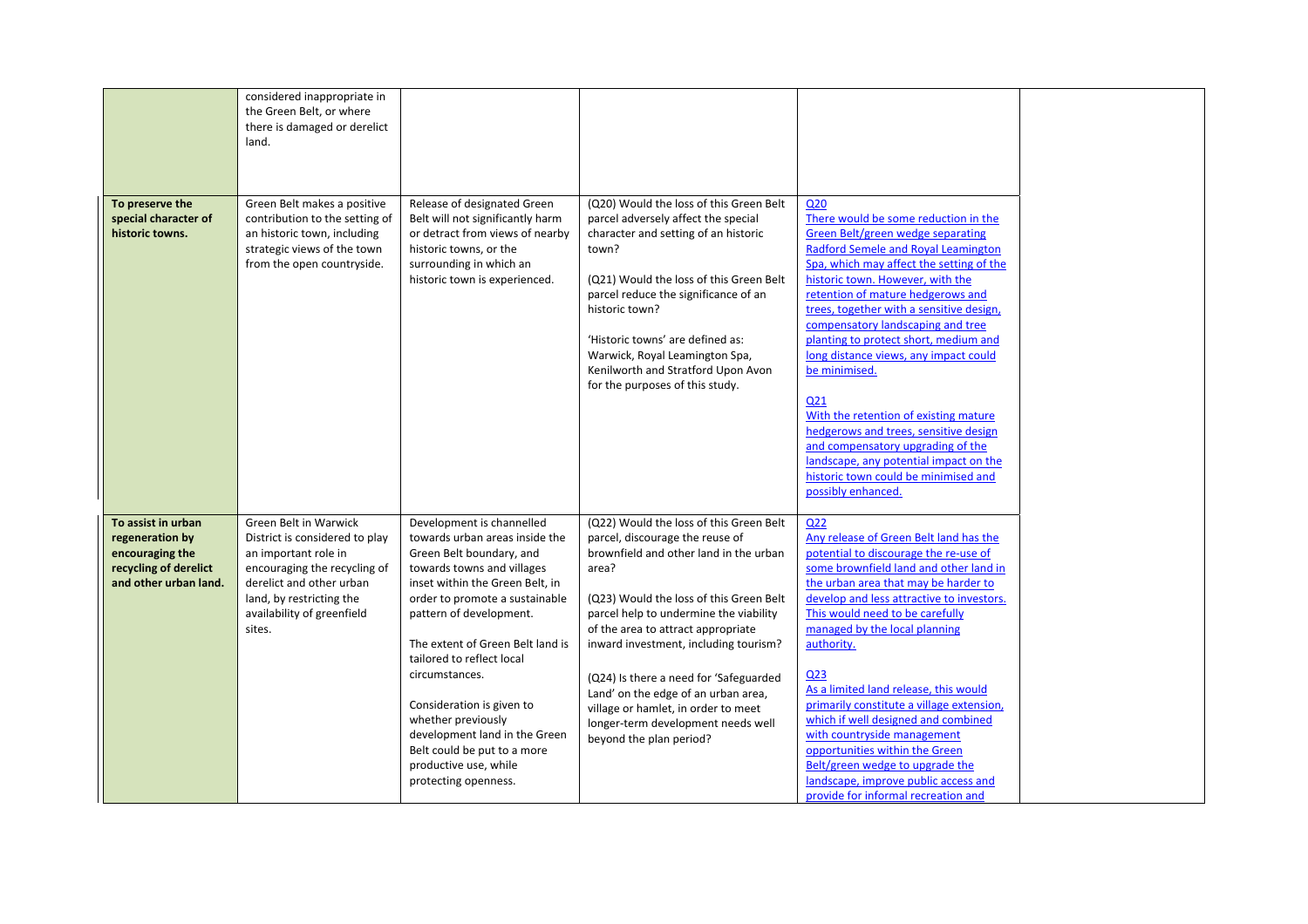| | | | | | |
|---|---|---|---|---|---|
| | considered inappropriate in the Green Belt, or where there is damaged or derelict land. | | | | |
| **To preserve the special character of historic towns.** | Green Belt makes a positive contribution to the setting of an historic town, including strategic views of the town from the open countryside. | Release of designated Green Belt will not significantly harm or detract from views of nearby historic towns, or the surrounding in which an historic town is experienced. | (Q20) Would the loss of this Green Belt parcel adversely affect the special character and setting of an historic town?<br><br>(Q21) Would the loss of this Green Belt parcel reduce the significance of an historic town?<br><br>'Historic towns' are defined as: Warwick, Royal Leamington Spa, Kenilworth and Stratford Upon Avon for the purposes of this study. | Q20<br>There would be some reduction in the Green Belt/green wedge separating Radford Semele and Royal Leamington Spa, which may affect the setting of the historic town. However, with the retention of mature hedgerows and trees, together with a sensitive design, compensatory landscaping and tree planting to protect short, medium and long distance views, any impact could be minimised.<br><br>Q21<br>With the retention of existing mature hedgerows and trees, sensitive design and compensatory upgrading of the landscape, any potential impact on the historic town could be minimised and possibly enhanced. | |
| **To assist in urban regeneration by encouraging the recycling of derelict and other urban land.** | Green Belt in Warwick District is considered to play an important role in encouraging the recycling of derelict and other urban land, by restricting the availability of greenfield sites. | Development is channelled towards urban areas inside the Green Belt boundary, and towards towns and villages inset within the Green Belt, in order to promote a sustainable pattern of development.<br><br>The extent of Green Belt land is tailored to reflect local circumstances.<br><br>Consideration is given to whether previously development land in the Green Belt could be put to a more productive use, while protecting openness. | (Q22) Would the loss of this Green Belt parcel, discourage the reuse of brownfield and other land in the urban area?<br><br>(Q23) Would the loss of this Green Belt parcel help to undermine the viability of the area to attract appropriate inward investment, including tourism?<br><br>(Q24) Is there a need for 'Safeguarded Land' on the edge of an urban area, village or hamlet, in order to meet longer-term development needs well beyond the plan period? | Q22<br>Any release of Green Belt land has the potential to discourage the re-use of some brownfield land and other land in the urban area that may be harder to develop and less attractive to investors. This would need to be carefully managed by the local planning authority.<br><br>Q23<br>As a limited land release, this would primarily constitute a village extension, which if well designed and combined with countryside management opportunities within the Green Belt/green wedge to upgrade the landscape, improve public access and provide for informal recreation and | |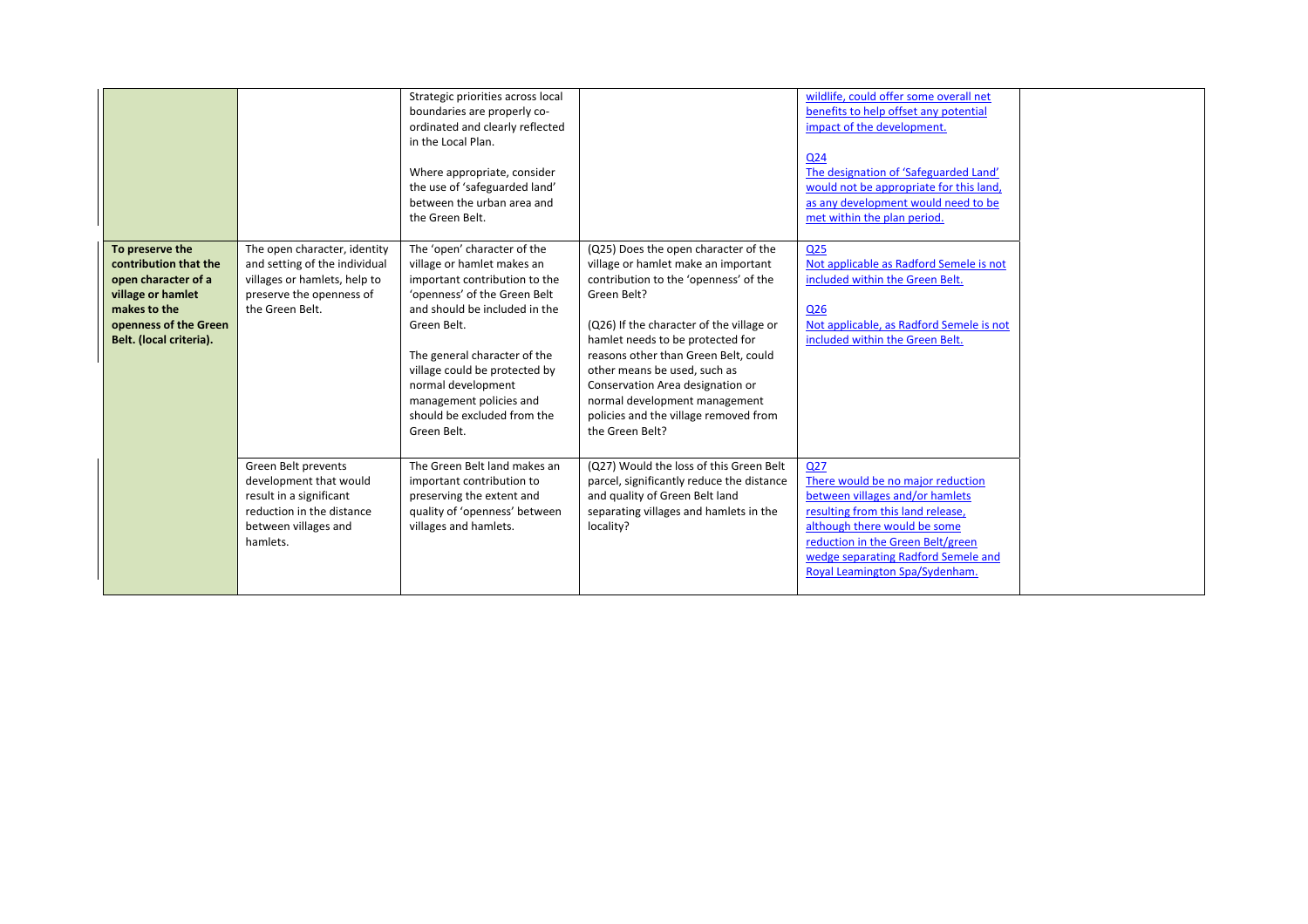| | | | | | |
|---|---|---|---|---|---|
| | | Strategic priorities across local boundaries are properly co-ordinated and clearly reflected in the Local Plan.<br><br>Where appropriate, consider the use of 'safeguarded land' between the urban area and the Green Belt. | | wildlife, could offer some overall net benefits to help offset any potential impact of the development.<br><br>Q24<br>The designation of 'Safeguarded Land' would not be appropriate for this land, as any development would need to be met within the plan period. | |
| **To preserve the contribution that the open character of a village or hamlet makes to the openness of the Green Belt. (local criteria).** | The open character, identity and setting of the individual villages or hamlets, help to preserve the openness of the Green Belt. | The 'open' character of the village or hamlet makes an important contribution to the 'openness' of the Green Belt and should be included in the Green Belt.<br><br>The general character of the village could be protected by normal development management policies and should be excluded from the Green Belt. | (Q25) Does the open character of the village or hamlet make an important contribution to the 'openness' of the Green Belt?<br><br>(Q26) If the character of the village or hamlet needs to be protected for reasons other than Green Belt, could other means be used, such as Conservation Area designation or normal development management policies and the village removed from the Green Belt? | Q25<br>Not applicable as Radford Semele is not included within the Green Belt.<br><br>Q26<br>Not applicable, as Radford Semele is not included within the Green Belt. | |
| | Green Belt prevents development that would result in a significant reduction in the distance between villages and hamlets. | The Green Belt land makes an important contribution to preserving the extent and quality of 'openness' between villages and hamlets. | (Q27) Would the loss of this Green Belt parcel, significantly reduce the distance and quality of Green Belt land separating villages and hamlets in the locality? | Q27<br>There would be no major reduction between villages and/or hamlets resulting from this land release, although there would be some reduction in the Green Belt/green wedge separating Radford Semele and Royal Leamington Spa/Sydenham. | |